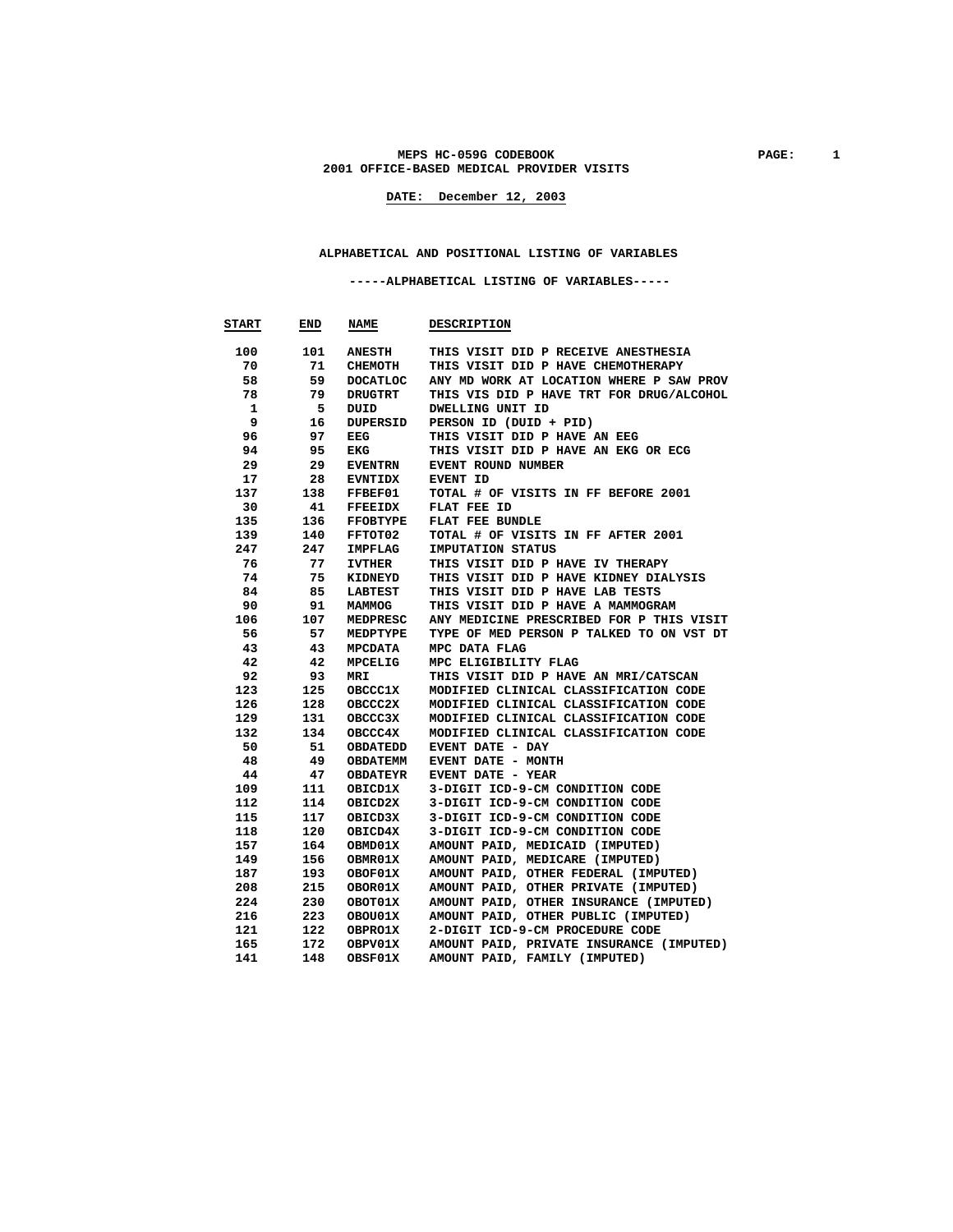# MEPS HC-059G CODEBOOK

## 2001 OFFICE-BASED MEDICAL PROVIDER VISITS

DATE: December 12, 2003

### ALPHABETICAL AND POSITIONAL LISTING OF VARIABLES

-----ALPHABETICAL LISTING OF VARIABLES-----

| START | END | NAME | DESCRIPTION |
|---|---|---|---|
| 100 | 101 | ANESTH | THIS VISIT DID P RECEIVE ANESTHESIA |
| 70 | 71 | CHEMOTH | THIS VISIT DID P HAVE CHEMOTHERAPY |
| 58 | 59 | DOCATLOC | ANY MD WORK AT LOCATION WHERE P SAW PROV |
| 78 | 79 | DRUGTRT | THIS VIS DID P HAVE TRT FOR DRUG/ALCOHOL |
| 1 | 5 | DUID | DWELLING UNIT ID |
| 9 | 16 | DUPERSID | PERSON ID (DUID + PID) |
| 96 | 97 | EEG | THIS VISIT DID P HAVE AN EEG |
| 94 | 95 | EKG | THIS VISIT DID P HAVE AN EKG OR ECG |
| 29 | 29 | EVENTRN | EVENT ROUND NUMBER |
| 17 | 28 | EVNTIDX | EVENT ID |
| 137 | 138 | FFBEF01 | TOTAL # OF VISITS IN FF BEFORE 2001 |
| 30 | 41 | FFEEIDX | FLAT FEE ID |
| 135 | 136 | FFOBTYPE | FLAT FEE BUNDLE |
| 139 | 140 | FFTOT02 | TOTAL # OF VISITS IN FF AFTER 2001 |
| 247 | 247 | IMPFLAG | IMPUTATION STATUS |
| 76 | 77 | IVTHER | THIS VISIT DID P HAVE IV THERAPY |
| 74 | 75 | KIDNEYD | THIS VISIT DID P HAVE KIDNEY DIALYSIS |
| 84 | 85 | LABTEST | THIS VISIT DID P HAVE LAB TESTS |
| 90 | 91 | MAMMOG | THIS VISIT DID P HAVE A MAMMOGRAM |
| 106 | 107 | MEDPRESC | ANY MEDICINE PRESCRIBED FOR P THIS VISIT |
| 56 | 57 | MEDPTYPE | TYPE OF MED PERSON P TALKED TO ON VST DT |
| 43 | 43 | MPCDATA | MPC DATA FLAG |
| 42 | 42 | MPCELIG | MPC ELIGIBILITY FLAG |
| 92 | 93 | MRI | THIS VISIT DID P HAVE AN MRI/CATSCAN |
| 123 | 125 | OBCCC1X | MODIFIED CLINICAL CLASSIFICATION CODE |
| 126 | 128 | OBCCC2X | MODIFIED CLINICAL CLASSIFICATION CODE |
| 129 | 131 | OBCCC3X | MODIFIED CLINICAL CLASSIFICATION CODE |
| 132 | 134 | OBCCC4X | MODIFIED CLINICAL CLASSIFICATION CODE |
| 50 | 51 | OBDATEDD | EVENT DATE - DAY |
| 48 | 49 | OBDATEMM | EVENT DATE - MONTH |
| 44 | 47 | OBDATEYR | EVENT DATE - YEAR |
| 109 | 111 | OBICD1X | 3-DIGIT ICD-9-CM CONDITION CODE |
| 112 | 114 | OBICD2X | 3-DIGIT ICD-9-CM CONDITION CODE |
| 115 | 117 | OBICD3X | 3-DIGIT ICD-9-CM CONDITION CODE |
| 118 | 120 | OBICD4X | 3-DIGIT ICD-9-CM CONDITION CODE |
| 157 | 164 | OBMD01X | AMOUNT PAID, MEDICAID (IMPUTED) |
| 149 | 156 | OBMR01X | AMOUNT PAID, MEDICARE (IMPUTED) |
| 187 | 193 | OBOF01X | AMOUNT PAID, OTHER FEDERAL (IMPUTED) |
| 208 | 215 | OBOR01X | AMOUNT PAID, OTHER PRIVATE (IMPUTED) |
| 224 | 230 | OBOT01X | AMOUNT PAID, OTHER INSURANCE (IMPUTED) |
| 216 | 223 | OBOU01X | AMOUNT PAID, OTHER PUBLIC (IMPUTED) |
| 121 | 122 | OBPRO1X | 2-DIGIT ICD-9-CM PROCEDURE CODE |
| 165 | 172 | OBPV01X | AMOUNT PAID, PRIVATE INSURANCE (IMPUTED) |
| 141 | 148 | OBSF01X | AMOUNT PAID, FAMILY (IMPUTED) |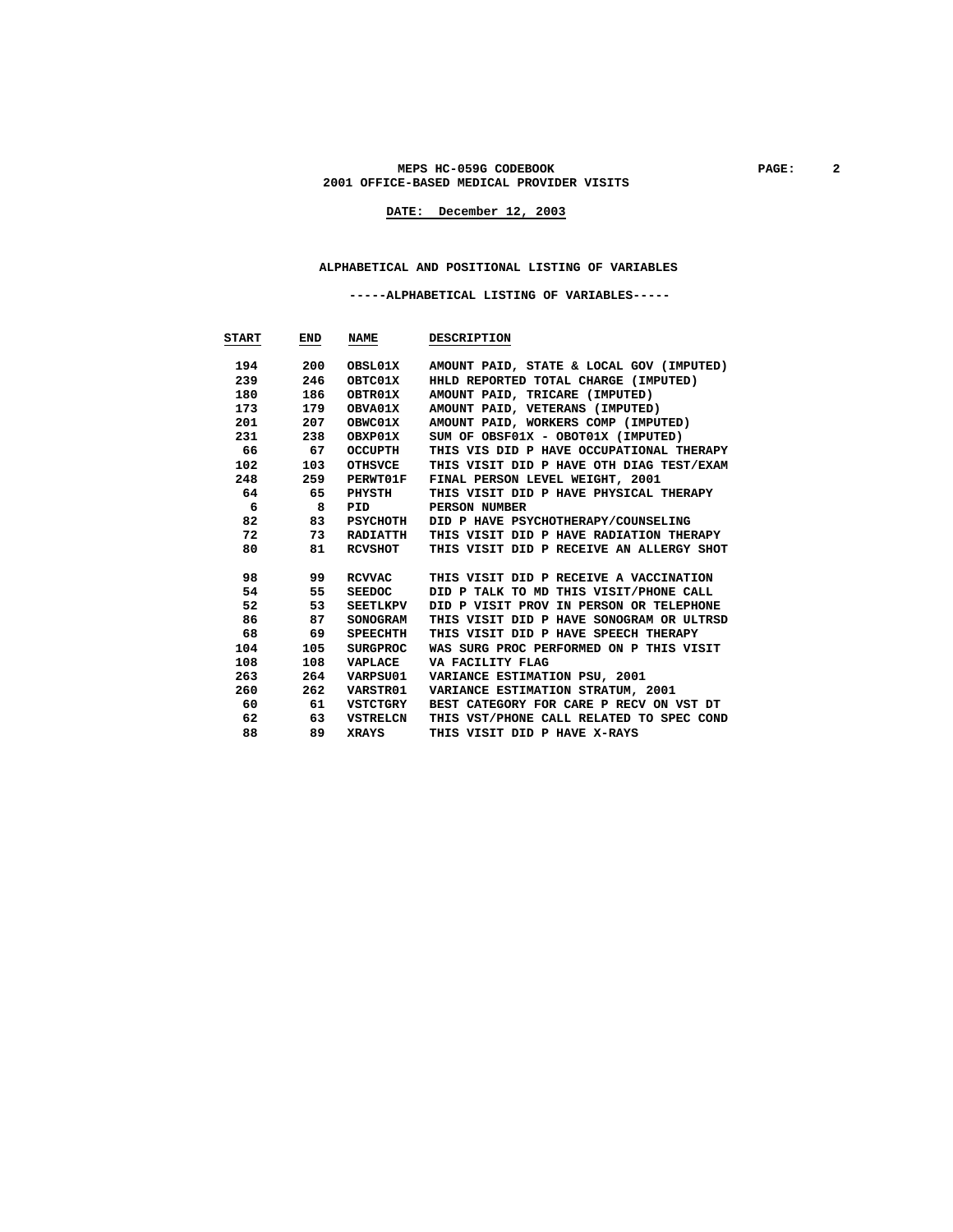# MEPS HC-059G CODEBOOK
## 2001 OFFICE-BASED MEDICAL PROVIDER VISITS

**DATE: December 12, 2003**

### ALPHABETICAL AND POSITIONAL LISTING OF VARIABLES

#### -----ALPHABETICAL LISTING OF VARIABLES-----

| START | END | NAME | DESCRIPTION |
|---|---|---|---|
| 194 | 200 | OBSL01X | AMOUNT PAID, STATE & LOCAL GOV (IMPUTED) |
| 239 | 246 | OBTC01X | HHLD REPORTED TOTAL CHARGE (IMPUTED) |
| 180 | 186 | OBTR01X | AMOUNT PAID, TRICARE (IMPUTED) |
| 173 | 179 | OBVA01X | AMOUNT PAID, VETERANS (IMPUTED) |
| 201 | 207 | OBWC01X | AMOUNT PAID, WORKERS COMP (IMPUTED) |
| 231 | 238 | OBXP01X | SUM OF OBSF01X - OBOT01X (IMPUTED) |
| 66 | 67 | OCCUPTH | THIS VIS DID P HAVE OCCUPATIONAL THERAPY |
| 102 | 103 | OTHSVCE | THIS VISIT DID P HAVE OTH DIAG TEST/EXAM |
| 248 | 259 | PERWT01F | FINAL PERSON LEVEL WEIGHT, 2001 |
| 64 | 65 | PHYSTH | THIS VISIT DID P HAVE PHYSICAL THERAPY |
| 6 | 8 | PID | PERSON NUMBER |
| 82 | 83 | PSYCHOTH | DID P HAVE PSYCHOTHERAPY/COUNSELING |
| 72 | 73 | RADIATTH | THIS VISIT DID P HAVE RADIATION THERAPY |
| 80 | 81 | RCVSHOT | THIS VISIT DID P RECEIVE AN ALLERGY SHOT |
| 98 | 99 | RCVVAC | THIS VISIT DID P RECEIVE A VACCINATION |
| 54 | 55 | SEEDOC | DID P TALK TO MD THIS VISIT/PHONE CALL |
| 52 | 53 | SEETLKPV | DID P VISIT PROV IN PERSON OR TELEPHONE |
| 86 | 87 | SONOGRAM | THIS VISIT DID P HAVE SONOGRAM OR ULTRSD |
| 68 | 69 | SPEECHTH | THIS VISIT DID P HAVE SPEECH THERAPY |
| 104 | 105 | SURGPROC | WAS SURG PROC PERFORMED ON P THIS VISIT |
| 108 | 108 | VAPLACE | VA FACILITY FLAG |
| 263 | 264 | VARPSU01 | VARIANCE ESTIMATION PSU, 2001 |
| 260 | 262 | VARSTR01 | VARIANCE ESTIMATION STRATUM, 2001 |
| 60 | 61 | VSTCTGRY | BEST CATEGORY FOR CARE P RECV ON VST DT |
| 62 | 63 | VSTRELCN | THIS VST/PHONE CALL RELATED TO SPEC COND |
| 88 | 89 | XRAYS | THIS VISIT DID P HAVE X-RAYS |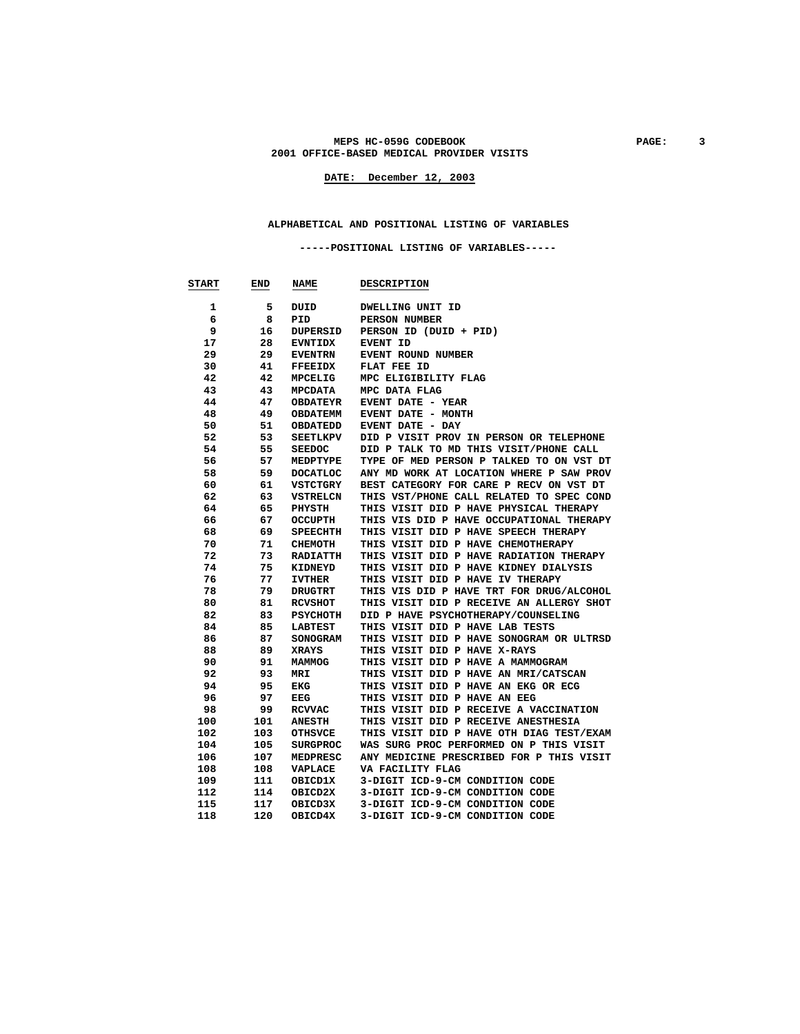MEPS HC-059G CODEBOOK
2001 OFFICE-BASED MEDICAL PROVIDER VISITS

DATE: December 12, 2003

## ALPHABETICAL AND POSITIONAL LISTING OF VARIABLES

### -----POSITIONAL LISTING OF VARIABLES-----

| START | END | NAME | DESCRIPTION |
|---|---|---|---|
| 1 | 5 | DUID | DWELLING UNIT ID |
| 6 | 8 | PID | PERSON NUMBER |
| 9 | 16 | DUPERSID | PERSON ID (DUID + PID) |
| 17 | 28 | EVNTIDX | EVENT ID |
| 29 | 29 | EVENTRN | EVENT ROUND NUMBER |
| 30 | 41 | FFEEIDX | FLAT FEE ID |
| 42 | 42 | MPCELIG | MPC ELIGIBILITY FLAG |
| 43 | 43 | MPCDATA | MPC DATA FLAG |
| 44 | 47 | OBDATEYR | EVENT DATE - YEAR |
| 48 | 49 | OBDATEMM | EVENT DATE - MONTH |
| 50 | 51 | OBDATEDD | EVENT DATE - DAY |
| 52 | 53 | SEETLKPV | DID P VISIT PROV IN PERSON OR TELEPHONE |
| 54 | 55 | SEEDOC | DID P TALK TO MD THIS VISIT/PHONE CALL |
| 56 | 57 | MEDPTYPE | TYPE OF MED PERSON P TALKED TO ON VST DT |
| 58 | 59 | DOCATLOC | ANY MD WORK AT LOCATION WHERE P SAW PROV |
| 60 | 61 | VSTCTGRY | BEST CATEGORY FOR CARE P RECV ON VST DT |
| 62 | 63 | VSTRELCN | THIS VST/PHONE CALL RELATED TO SPEC COND |
| 64 | 65 | PHYSTH | THIS VISIT DID P HAVE PHYSICAL THERAPY |
| 66 | 67 | OCCUPTH | THIS VIS DID P HAVE OCCUPATIONAL THERAPY |
| 68 | 69 | SPEECHTH | THIS VISIT DID P HAVE SPEECH THERAPY |
| 70 | 71 | CHEMOTH | THIS VISIT DID P HAVE CHEMOTHERAPY |
| 72 | 73 | RADIATTH | THIS VISIT DID P HAVE RADIATION THERAPY |
| 74 | 75 | KIDNEYD | THIS VISIT DID P HAVE KIDNEY DIALYSIS |
| 76 | 77 | IVTHER | THIS VISIT DID P HAVE IV THERAPY |
| 78 | 79 | DRUGTRT | THIS VIS DID P HAVE TRT FOR DRUG/ALCOHOL |
| 80 | 81 | RCVSHOT | THIS VISIT DID P RECEIVE AN ALLERGY SHOT |
| 82 | 83 | PSYCHOTH | DID P HAVE PSYCHOTHERAPY/COUNSELING |
| 84 | 85 | LABTEST | THIS VISIT DID P HAVE LAB TESTS |
| 86 | 87 | SONOGRAM | THIS VISIT DID P HAVE SONOGRAM OR ULTRSD |
| 88 | 89 | XRAYS | THIS VISIT DID P HAVE X-RAYS |
| 90 | 91 | MAMMOG | THIS VISIT DID P HAVE A MAMMOGRAM |
| 92 | 93 | MRI | THIS VISIT DID P HAVE AN MRI/CATSCAN |
| 94 | 95 | EKG | THIS VISIT DID P HAVE AN EKG OR ECG |
| 96 | 97 | EEG | THIS VISIT DID P HAVE AN EEG |
| 98 | 99 | RCVVAC | THIS VISIT DID P RECEIVE A VACCINATION |
| 100 | 101 | ANESTH | THIS VISIT DID P RECEIVE ANESTHESIA |
| 102 | 103 | OTHSVCE | THIS VISIT DID P HAVE OTH DIAG TEST/EXAM |
| 104 | 105 | SURGPROC | WAS SURG PROC PERFORMED ON P THIS VISIT |
| 106 | 107 | MEDPRESC | ANY MEDICINE PRESCRIBED FOR P THIS VISIT |
| 108 | 108 | VAPLACE | VA FACILITY FLAG |
| 109 | 111 | OBICD1X | 3-DIGIT ICD-9-CM CONDITION CODE |
| 112 | 114 | OBICD2X | 3-DIGIT ICD-9-CM CONDITION CODE |
| 115 | 117 | OBICD3X | 3-DIGIT ICD-9-CM CONDITION CODE |
| 118 | 120 | OBICD4X | 3-DIGIT ICD-9-CM CONDITION CODE |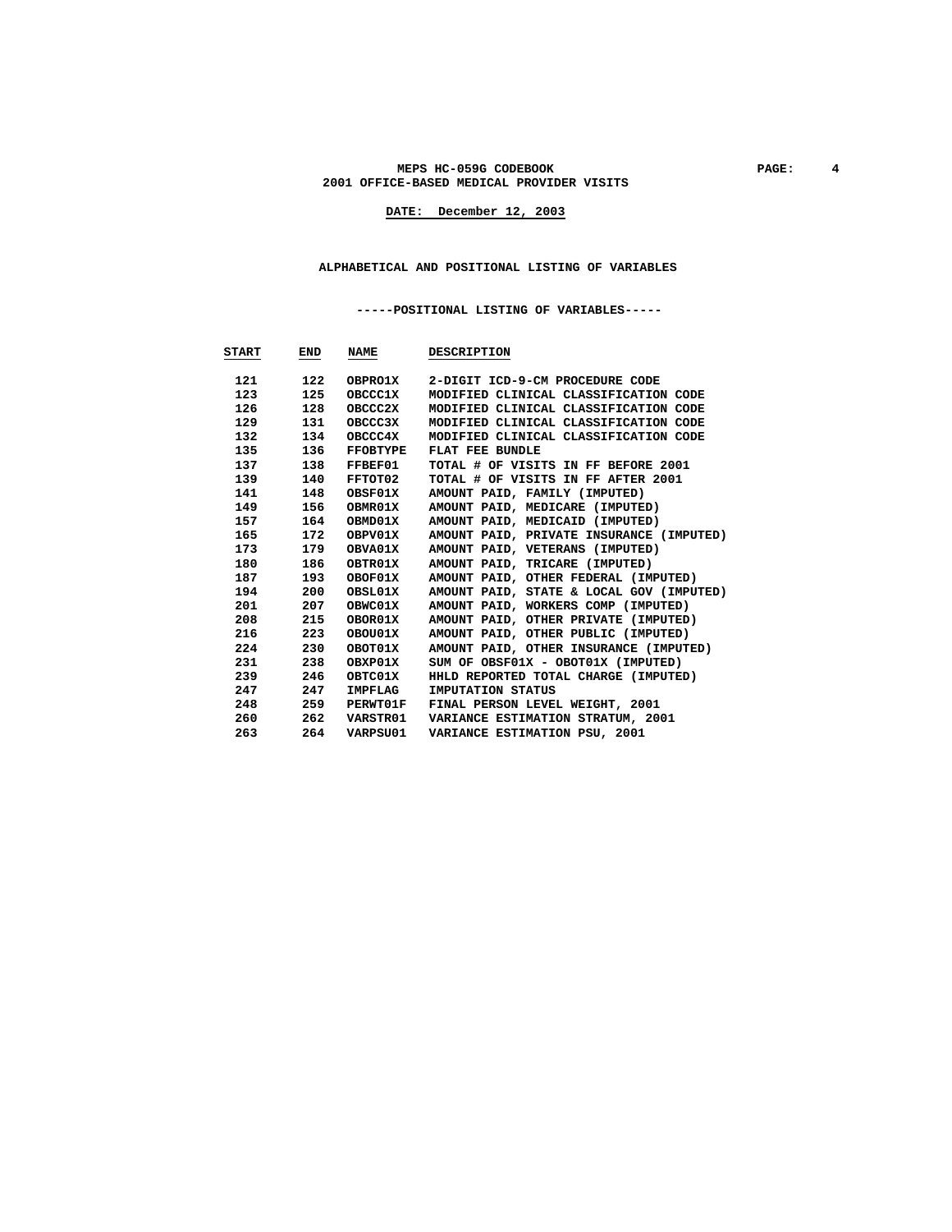# ALPHABETICAL AND POSITIONAL LISTING OF VARIABLES

## -----POSITIONAL LISTING OF VARIABLES-----

| START | END | NAME | DESCRIPTION |
|---|---|---|---|
| 121 | 122 | OBPRO1X | 2-DIGIT ICD-9-CM PROCEDURE CODE |
| 123 | 125 | OBCCC1X | MODIFIED CLINICAL CLASSIFICATION CODE |
| 126 | 128 | OBCCC2X | MODIFIED CLINICAL CLASSIFICATION CODE |
| 129 | 131 | OBCCC3X | MODIFIED CLINICAL CLASSIFICATION CODE |
| 132 | 134 | OBCCC4X | MODIFIED CLINICAL CLASSIFICATION CODE |
| 135 | 136 | FFOBTYPE | FLAT FEE BUNDLE |
| 137 | 138 | FFBEF01 | TOTAL # OF VISITS IN FF BEFORE 2001 |
| 139 | 140 | FFTOT02 | TOTAL # OF VISITS IN FF AFTER 2001 |
| 141 | 148 | OBSF01X | AMOUNT PAID, FAMILY (IMPUTED) |
| 149 | 156 | OBMR01X | AMOUNT PAID, MEDICARE (IMPUTED) |
| 157 | 164 | OBMD01X | AMOUNT PAID, MEDICAID (IMPUTED) |
| 165 | 172 | OBPV01X | AMOUNT PAID, PRIVATE INSURANCE (IMPUTED) |
| 173 | 179 | OBVA01X | AMOUNT PAID, VETERANS (IMPUTED) |
| 180 | 186 | OBTR01X | AMOUNT PAID, TRICARE (IMPUTED) |
| 187 | 193 | OBOF01X | AMOUNT PAID, OTHER FEDERAL (IMPUTED) |
| 194 | 200 | OBSL01X | AMOUNT PAID, STATE & LOCAL GOV (IMPUTED) |
| 201 | 207 | OBWC01X | AMOUNT PAID, WORKERS COMP (IMPUTED) |
| 208 | 215 | OBOR01X | AMOUNT PAID, OTHER PRIVATE (IMPUTED) |
| 216 | 223 | OBOU01X | AMOUNT PAID, OTHER PUBLIC (IMPUTED) |
| 224 | 230 | OBOT01X | AMOUNT PAID, OTHER INSURANCE (IMPUTED) |
| 231 | 238 | OBXP01X | SUM OF OBSF01X - OBOT01X (IMPUTED) |
| 239 | 246 | OBTC01X | HHLD REPORTED TOTAL CHARGE (IMPUTED) |
| 247 | 247 | IMPFLAG | IMPUTATION STATUS |
| 248 | 259 | PERWT01F | FINAL PERSON LEVEL WEIGHT, 2001 |
| 260 | 262 | VARSTR01 | VARIANCE ESTIMATION STRATUM, 2001 |
| 263 | 264 | VARPSU01 | VARIANCE ESTIMATION PSU, 2001 |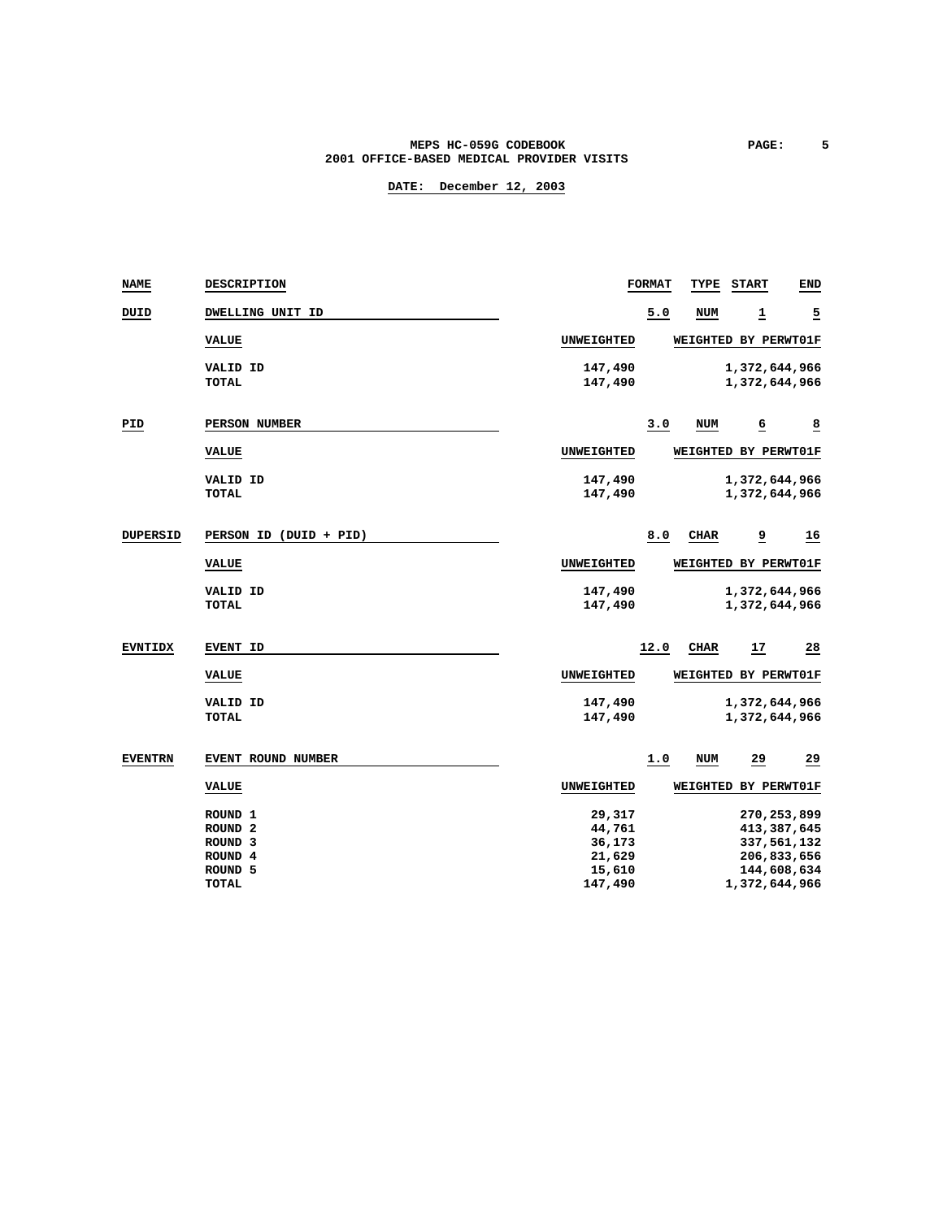MEPS HC-059G CODEBOOK
2001 OFFICE-BASED MEDICAL PROVIDER VISITS

DATE: December 12, 2003

| NAME | DESCRIPTION | FORMAT | TYPE | START | END |
|---|---|---|---|---|---|
| DUID | DWELLING UNIT ID | 5.0 | NUM | 1 | 5 |

| VALUE | UNWEIGHTED | WEIGHTED BY PERWT01F |
|---|---|---|
| VALID ID | 147,490 | 1,372,644,966 |
| TOTAL | 147,490 | 1,372,644,966 |

| NAME | DESCRIPTION | FORMAT | TYPE | START | END |
|---|---|---|---|---|---|
| PID | PERSON NUMBER | 3.0 | NUM | 6 | 8 |

| VALUE | UNWEIGHTED | WEIGHTED BY PERWT01F |
|---|---|---|
| VALID ID | 147,490 | 1,372,644,966 |
| TOTAL | 147,490 | 1,372,644,966 |

| NAME | DESCRIPTION | FORMAT | TYPE | START | END |
|---|---|---|---|---|---|
| DUPERSID | PERSON ID (DUID + PID) | 8.0 | CHAR | 9 | 16 |

| VALUE | UNWEIGHTED | WEIGHTED BY PERWT01F |
|---|---|---|
| VALID ID | 147,490 | 1,372,644,966 |
| TOTAL | 147,490 | 1,372,644,966 |

| NAME | DESCRIPTION | FORMAT | TYPE | START | END |
|---|---|---|---|---|---|
| EVNTIDX | EVENT ID | 12.0 | CHAR | 17 | 28 |

| VALUE | UNWEIGHTED | WEIGHTED BY PERWT01F |
|---|---|---|
| VALID ID | 147,490 | 1,372,644,966 |
| TOTAL | 147,490 | 1,372,644,966 |

| NAME | DESCRIPTION | FORMAT | TYPE | START | END |
|---|---|---|---|---|---|
| EVENTRN | EVENT ROUND NUMBER | 1.0 | NUM | 29 | 29 |

| VALUE | UNWEIGHTED | WEIGHTED BY PERWT01F |
|---|---|---|
| ROUND 1 | 29,317 | 270,253,899 |
| ROUND 2 | 44,761 | 413,387,645 |
| ROUND 3 | 36,173 | 337,561,132 |
| ROUND 4 | 21,629 | 206,833,656 |
| ROUND 5 | 15,610 | 144,608,634 |
| TOTAL | 147,490 | 1,372,644,966 |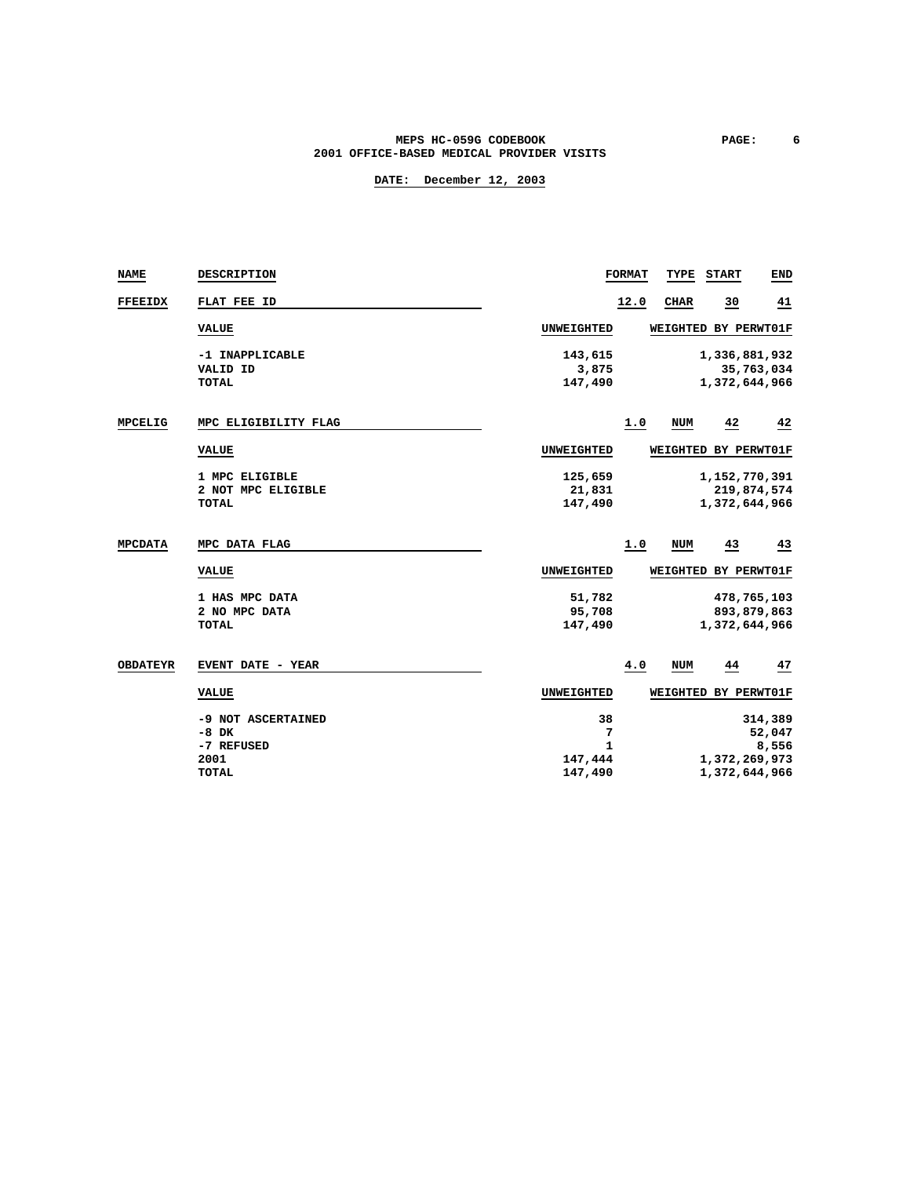| NAME | DESCRIPTION | FORMAT | TYPE | START | END |
|---|---|---|---|---|---|
| FFEEIDX | FLAT FEE ID | 12.0 | CHAR | 30 | 41 |

| VALUE | UNWEIGHTED | WEIGHTED BY PERWT01F |
|---|---|---|
| -1 INAPPLICABLE | 143,615 | 1,336,881,932 |
| VALID ID | 3,875 | 35,763,034 |
| TOTAL | 147,490 | 1,372,644,966 |

| NAME | DESCRIPTION | FORMAT | TYPE | START | END |
|---|---|---|---|---|---|
| MPCELIG | MPC ELIGIBILITY FLAG | 1.0 | NUM | 42 | 42 |

| VALUE | UNWEIGHTED | WEIGHTED BY PERWT01F |
|---|---|---|
| 1 MPC ELIGIBLE | 125,659 | 1,152,770,391 |
| 2 NOT MPC ELIGIBLE | 21,831 | 219,874,574 |
| TOTAL | 147,490 | 1,372,644,966 |

| NAME | DESCRIPTION | FORMAT | TYPE | START | END |
|---|---|---|---|---|---|
| MPCDATA | MPC DATA FLAG | 1.0 | NUM | 43 | 43 |

| VALUE | UNWEIGHTED | WEIGHTED BY PERWT01F |
|---|---|---|
| 1 HAS MPC DATA | 51,782 | 478,765,103 |
| 2 NO MPC DATA | 95,708 | 893,879,863 |
| TOTAL | 147,490 | 1,372,644,966 |

| NAME | DESCRIPTION | FORMAT | TYPE | START | END |
|---|---|---|---|---|---|
| OBDATEYR | EVENT DATE - YEAR | 4.0 | NUM | 44 | 47 |

| VALUE | UNWEIGHTED | WEIGHTED BY PERWT01F |
|---|---|---|
| -9 NOT ASCERTAINED | 38 | 314,389 |
| -8 DK | 7 | 52,047 |
| -7 REFUSED | 1 | 8,556 |
| 2001 | 147,444 | 1,372,269,973 |
| TOTAL | 147,490 | 1,372,644,966 |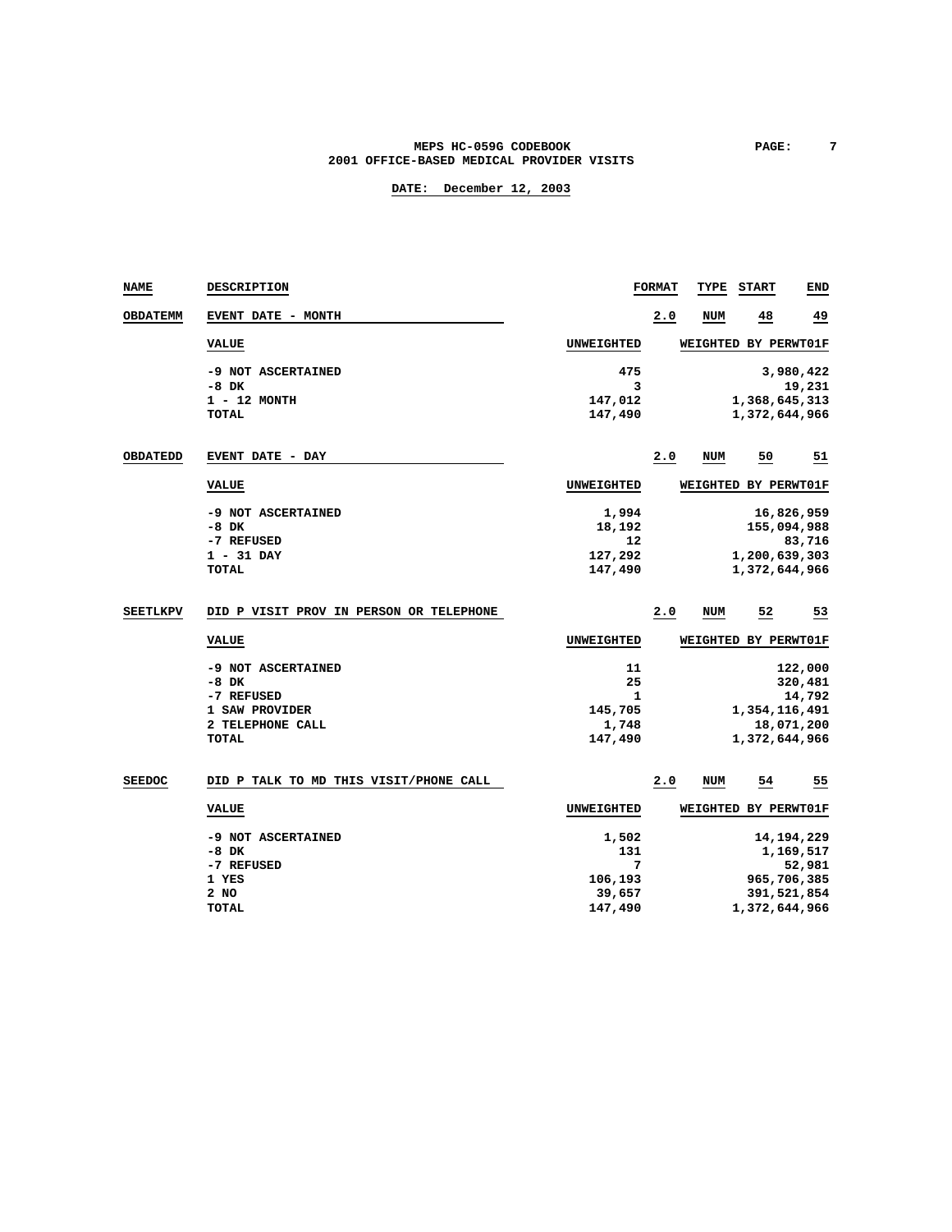| NAME | DESCRIPTION | FORMAT | TYPE | START | END |
|---|---|---|---|---|---|
| **OBDATEMM** | EVENT DATE - MONTH | 2.0 | NUM | 48 | 49 |

| VALUE | UNWEIGHTED | WEIGHTED BY PERWT01F |
|---|---|---|
| -9 NOT ASCERTAINED | 475 | 3,980,422 |
| -8 DK | 3 | 19,231 |
| 1 - 12 MONTH | 147,012 | 1,368,645,313 |
| TOTAL | 147,490 | 1,372,644,966 |

| NAME | DESCRIPTION | FORMAT | TYPE | START | END |
|---|---|---|---|---|---|
| **OBDATEDD** | EVENT DATE - DAY | 2.0 | NUM | 50 | 51 |

| VALUE | UNWEIGHTED | WEIGHTED BY PERWT01F |
|---|---|---|
| -9 NOT ASCERTAINED | 1,994 | 16,826,959 |
| -8 DK | 18,192 | 155,094,988 |
| -7 REFUSED | 12 | 83,716 |
| 1 - 31 DAY | 127,292 | 1,200,639,303 |
| TOTAL | 147,490 | 1,372,644,966 |

| NAME | DESCRIPTION | FORMAT | TYPE | START | END |
|---|---|---|---|---|---|
| **SEETLKPV** | DID P VISIT PROV IN PERSON OR TELEPHONE | 2.0 | NUM | 52 | 53 |

| VALUE | UNWEIGHTED | WEIGHTED BY PERWT01F |
|---|---|---|
| -9 NOT ASCERTAINED | 11 | 122,000 |
| -8 DK | 25 | 320,481 |
| -7 REFUSED | 1 | 14,792 |
| 1 SAW PROVIDER | 145,705 | 1,354,116,491 |
| 2 TELEPHONE CALL | 1,748 | 18,071,200 |
| TOTAL | 147,490 | 1,372,644,966 |

| NAME | DESCRIPTION | FORMAT | TYPE | START | END |
|---|---|---|---|---|---|
| **SEEDOC** | DID P TALK TO MD THIS VISIT/PHONE CALL | 2.0 | NUM | 54 | 55 |

| VALUE | UNWEIGHTED | WEIGHTED BY PERWT01F |
|---|---|---|
| -9 NOT ASCERTAINED | 1,502 | 14,194,229 |
| -8 DK | 131 | 1,169,517 |
| -7 REFUSED | 7 | 52,981 |
| 1 YES | 106,193 | 965,706,385 |
| 2 NO | 39,657 | 391,521,854 |
| TOTAL | 147,490 | 1,372,644,966 |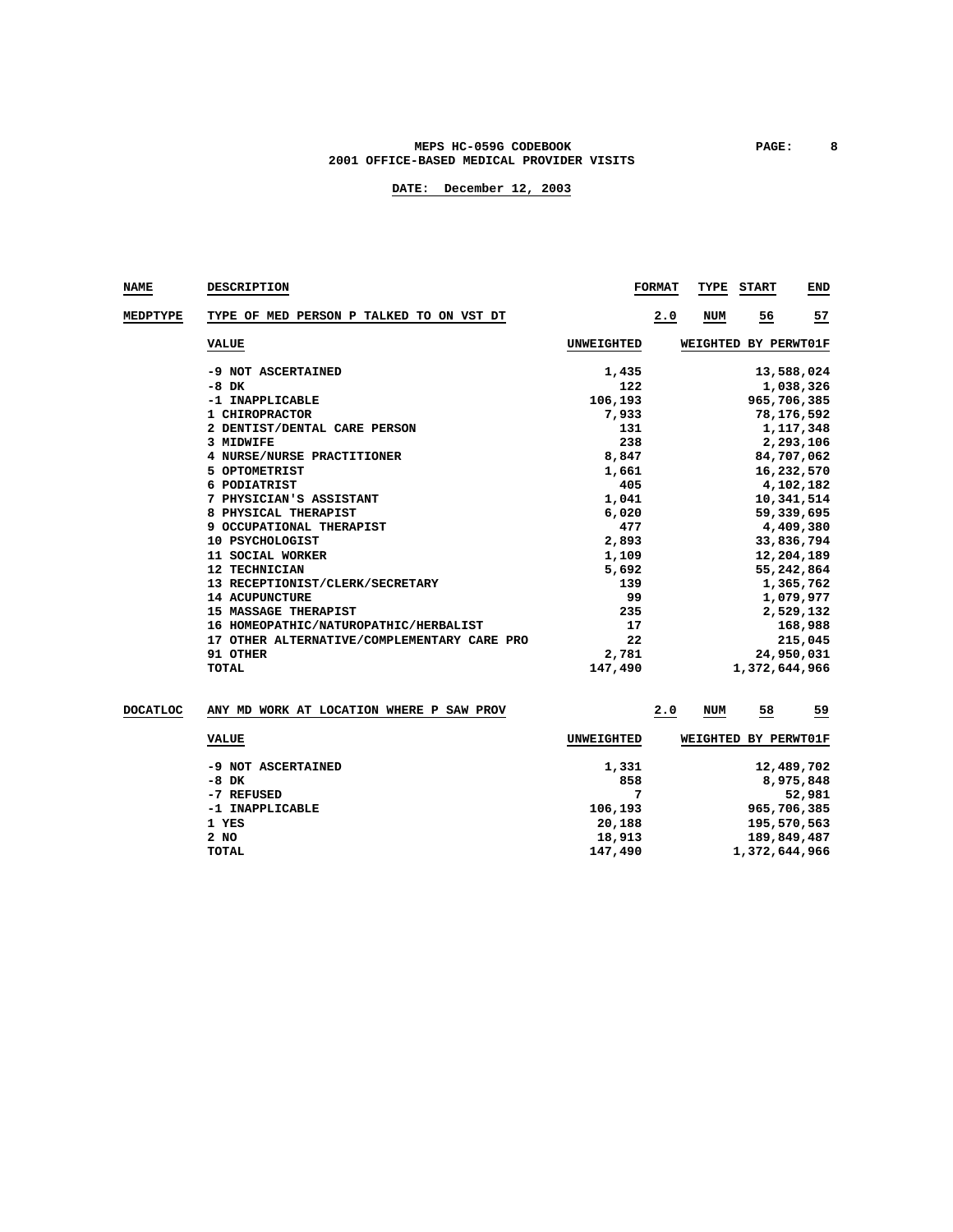# MEPS HC-059G CODEBOOK
## 2001 OFFICE-BASED MEDICAL PROVIDER VISITS

**DATE: December 12, 2003**

| NAME | DESCRIPTION | FORMAT | TYPE | START | END |
|---|---|---|---|---|---|
| MEDPTYPE | TYPE OF MED PERSON P TALKED TO ON VST DT | 2.0 | NUM | 56 | 57 |

| VALUE | UNWEIGHTED | WEIGHTED BY PERWT01F |
|---|---|---|
| -9 NOT ASCERTAINED | 1,435 | 13,588,024 |
| -8 DK | 122 | 1,038,326 |
| -1 INAPPLICABLE | 106,193 | 965,706,385 |
| 1 CHIROPRACTOR | 7,933 | 78,176,592 |
| 2 DENTIST/DENTAL CARE PERSON | 131 | 1,117,348 |
| 3 MIDWIFE | 238 | 2,293,106 |
| 4 NURSE/NURSE PRACTITIONER | 8,847 | 84,707,062 |
| 5 OPTOMETRIST | 1,661 | 16,232,570 |
| 6 PODIATRIST | 405 | 4,102,182 |
| 7 PHYSICIAN'S ASSISTANT | 1,041 | 10,341,514 |
| 8 PHYSICAL THERAPIST | 6,020 | 59,339,695 |
| 9 OCCUPATIONAL THERAPIST | 477 | 4,409,380 |
| 10 PSYCHOLOGIST | 2,893 | 33,836,794 |
| 11 SOCIAL WORKER | 1,109 | 12,204,189 |
| 12 TECHNICIAN | 5,692 | 55,242,864 |
| 13 RECEPTIONIST/CLERK/SECRETARY | 139 | 1,365,762 |
| 14 ACUPUNCTURE | 99 | 1,079,977 |
| 15 MASSAGE THERAPIST | 235 | 2,529,132 |
| 16 HOMEOPATHIC/NATUROPATHIC/HERBALIST | 17 | 168,988 |
| 17 OTHER ALTERNATIVE/COMPLEMENTARY CARE PRO | 22 | 215,045 |
| 91 OTHER | 2,781 | 24,950,031 |
| TOTAL | 147,490 | 1,372,644,966 |

| NAME | DESCRIPTION | FORMAT | TYPE | START | END |
|---|---|---|---|---|---|
| DOCATLOC | ANY MD WORK AT LOCATION WHERE P SAW PROV | 2.0 | NUM | 58 | 59 |

| VALUE | UNWEIGHTED | WEIGHTED BY PERWT01F |
|---|---|---|
| -9 NOT ASCERTAINED | 1,331 | 12,489,702 |
| -8 DK | 858 | 8,975,848 |
| -7 REFUSED | 7 | 52,981 |
| -1 INAPPLICABLE | 106,193 | 965,706,385 |
| 1 YES | 20,188 | 195,570,563 |
| 2 NO | 18,913 | 189,849,487 |
| TOTAL | 147,490 | 1,372,644,966 |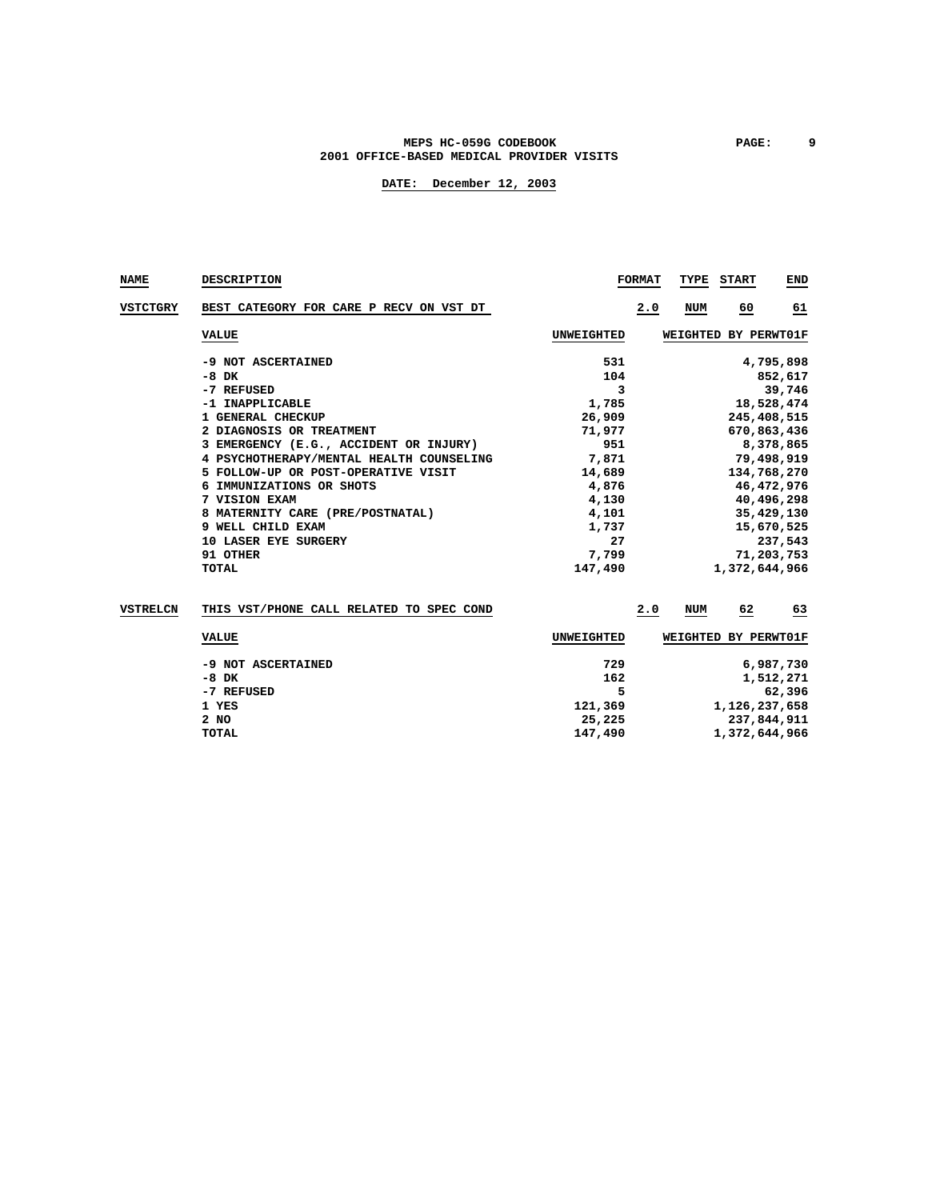| NAME | DESCRIPTION | FORMAT | TYPE | START | END |
|---|---|---|---|---|---|
| VSTCTGRY | BEST CATEGORY FOR CARE P RECV ON VST DT | 2.0 | NUM | 60 | 61 |

| VALUE | UNWEIGHTED | WEIGHTED BY PERWT01F |
|---|---|---|
| -9 NOT ASCERTAINED | 531 | 4,795,898 |
| -8 DK | 104 | 852,617 |
| -7 REFUSED | 3 | 39,746 |
| -1 INAPPLICABLE | 1,785 | 18,528,474 |
| 1 GENERAL CHECKUP | 26,909 | 245,408,515 |
| 2 DIAGNOSIS OR TREATMENT | 71,977 | 670,863,436 |
| 3 EMERGENCY (E.G., ACCIDENT OR INJURY) | 951 | 8,378,865 |
| 4 PSYCHOTHERAPY/MENTAL HEALTH COUNSELING | 7,871 | 79,498,919 |
| 5 FOLLOW-UP OR POST-OPERATIVE VISIT | 14,689 | 134,768,270 |
| 6 IMMUNIZATIONS OR SHOTS | 4,876 | 46,472,976 |
| 7 VISION EXAM | 4,130 | 40,496,298 |
| 8 MATERNITY CARE (PRE/POSTNATAL) | 4,101 | 35,429,130 |
| 9 WELL CHILD EXAM | 1,737 | 15,670,525 |
| 10 LASER EYE SURGERY | 27 | 237,543 |
| 91 OTHER | 7,799 | 71,203,753 |
| TOTAL | 147,490 | 1,372,644,966 |

| NAME | DESCRIPTION | FORMAT | TYPE | START | END |
|---|---|---|---|---|---|
| VSTRELCN | THIS VST/PHONE CALL RELATED TO SPEC COND | 2.0 | NUM | 62 | 63 |

| VALUE | UNWEIGHTED | WEIGHTED BY PERWT01F |
|---|---|---|
| -9 NOT ASCERTAINED | 729 | 6,987,730 |
| -8 DK | 162 | 1,512,271 |
| -7 REFUSED | 5 | 62,396 |
| 1 YES | 121,369 | 1,126,237,658 |
| 2 NO | 25,225 | 237,844,911 |
| TOTAL | 147,490 | 1,372,644,966 |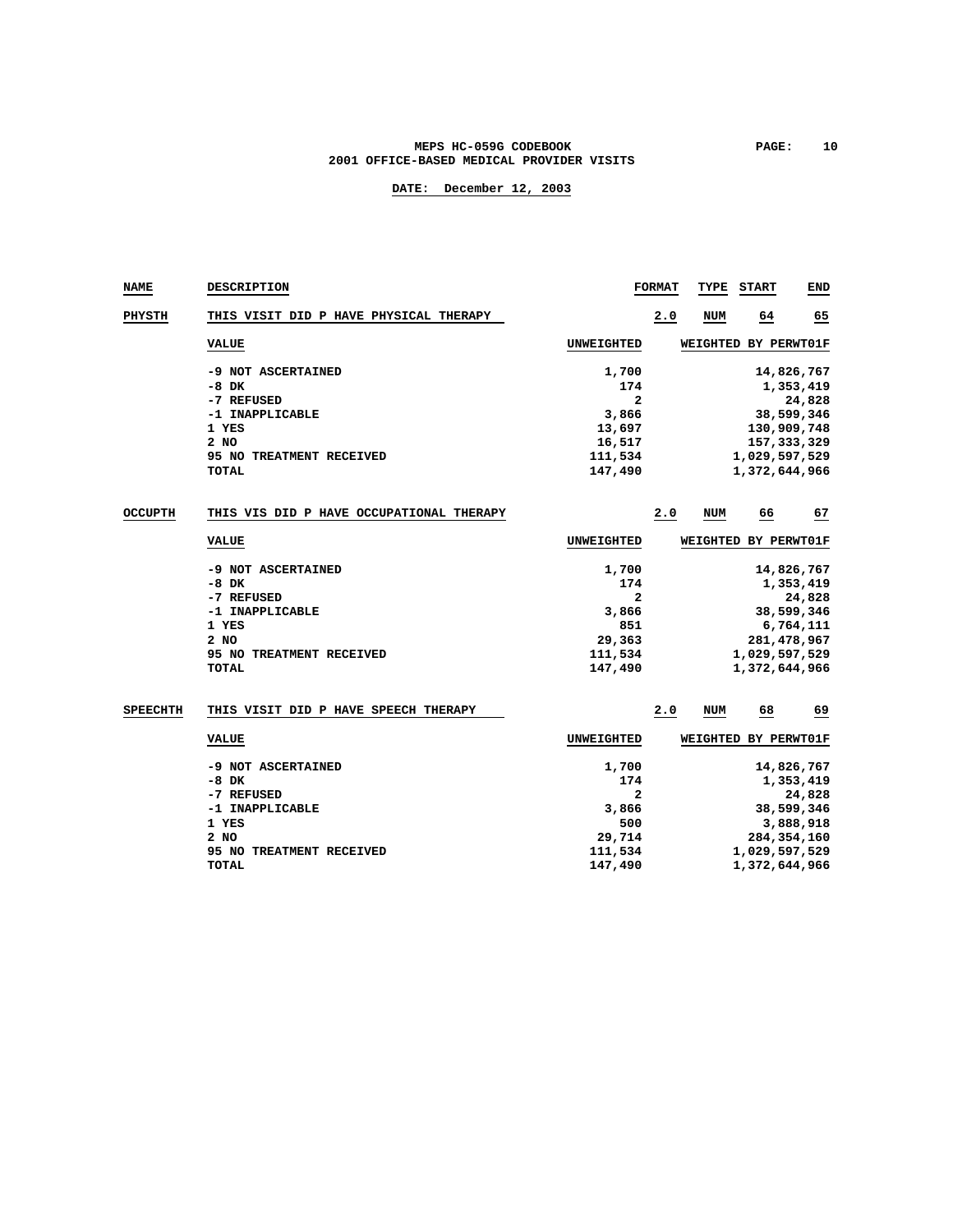| NAME | DESCRIPTION | FORMAT | TYPE | START | END |
|---|---|---|---|---|---|
| PHYSTH | THIS VISIT DID P HAVE PHYSICAL THERAPY | 2.0 | NUM | 64 | 65 |

| VALUE | UNWEIGHTED | WEIGHTED BY PERWT01F |
|---|---|---|
| -9 NOT ASCERTAINED | 1,700 | 14,826,767 |
| -8 DK | 174 | 1,353,419 |
| -7 REFUSED | 2 | 24,828 |
| -1 INAPPLICABLE | 3,866 | 38,599,346 |
| 1 YES | 13,697 | 130,909,748 |
| 2 NO | 16,517 | 157,333,329 |
| 95 NO TREATMENT RECEIVED | 111,534 | 1,029,597,529 |
| TOTAL | 147,490 | 1,372,644,966 |

| NAME | DESCRIPTION | FORMAT | TYPE | START | END |
|---|---|---|---|---|---|
| OCCUPTH | THIS VIS DID P HAVE OCCUPATIONAL THERAPY | 2.0 | NUM | 66 | 67 |

| VALUE | UNWEIGHTED | WEIGHTED BY PERWT01F |
|---|---|---|
| -9 NOT ASCERTAINED | 1,700 | 14,826,767 |
| -8 DK | 174 | 1,353,419 |
| -7 REFUSED | 2 | 24,828 |
| -1 INAPPLICABLE | 3,866 | 38,599,346 |
| 1 YES | 851 | 6,764,111 |
| 2 NO | 29,363 | 281,478,967 |
| 95 NO TREATMENT RECEIVED | 111,534 | 1,029,597,529 |
| TOTAL | 147,490 | 1,372,644,966 |

| NAME | DESCRIPTION | FORMAT | TYPE | START | END |
|---|---|---|---|---|---|
| SPEECHTH | THIS VISIT DID P HAVE SPEECH THERAPY | 2.0 | NUM | 68 | 69 |

| VALUE | UNWEIGHTED | WEIGHTED BY PERWT01F |
|---|---|---|
| -9 NOT ASCERTAINED | 1,700 | 14,826,767 |
| -8 DK | 174 | 1,353,419 |
| -7 REFUSED | 2 | 24,828 |
| -1 INAPPLICABLE | 3,866 | 38,599,346 |
| 1 YES | 500 | 3,888,918 |
| 2 NO | 29,714 | 284,354,160 |
| 95 NO TREATMENT RECEIVED | 111,534 | 1,029,597,529 |
| TOTAL | 147,490 | 1,372,644,966 |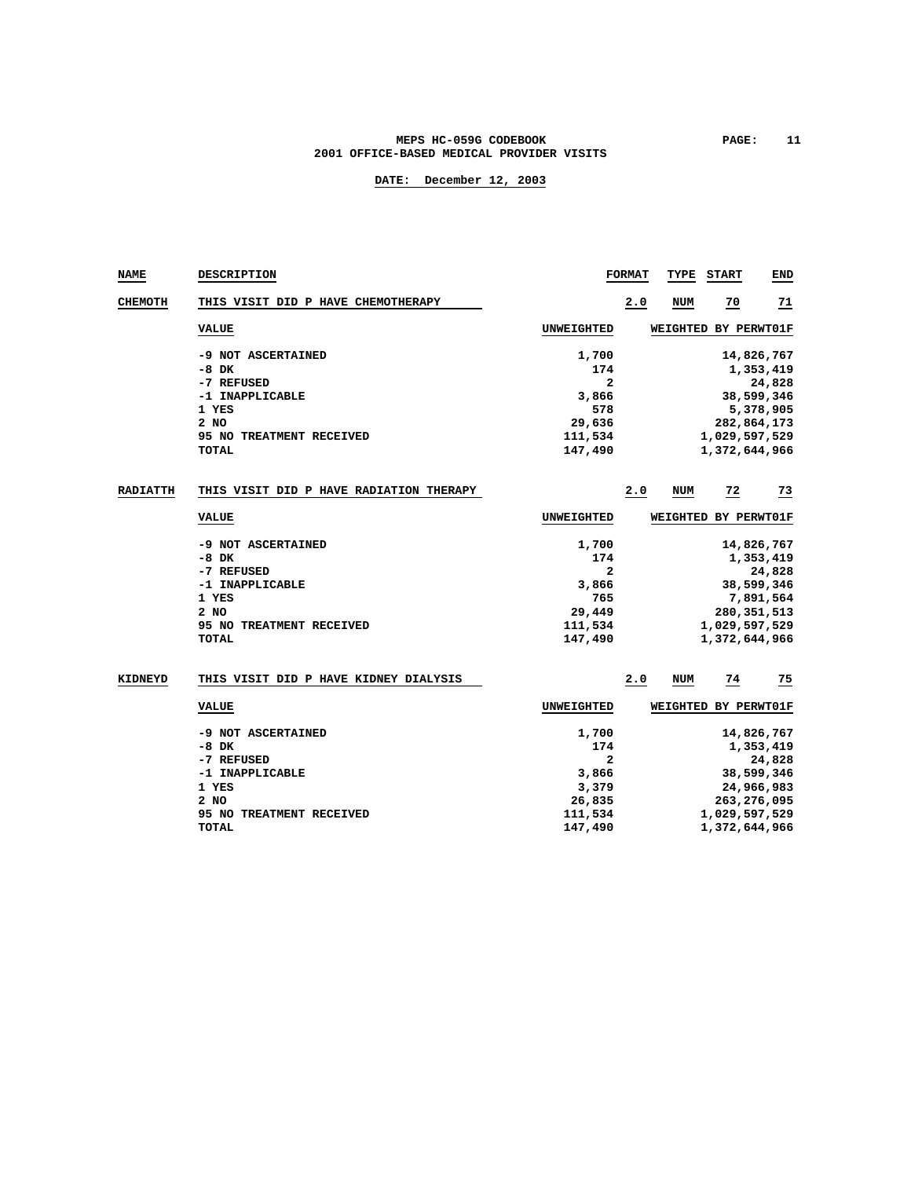MEPS HC-059G CODEBOOK
2001 OFFICE-BASED MEDICAL PROVIDER VISITS

DATE: December 12, 2003

| NAME | DESCRIPTION | FORMAT | TYPE | START | END |
|---|---|---|---|---|---|
| CHEMOTH | THIS VISIT DID P HAVE CHEMOTHERAPY | 2.0 | NUM | 70 | 71 |

| VALUE | UNWEIGHTED | WEIGHTED BY PERWT01F |
|---|---|---|
| -9 NOT ASCERTAINED | 1,700 | 14,826,767 |
| -8 DK | 174 | 1,353,419 |
| -7 REFUSED | 2 | 24,828 |
| -1 INAPPLICABLE | 3,866 | 38,599,346 |
| 1 YES | 578 | 5,378,905 |
| 2 NO | 29,636 | 282,864,173 |
| 95 NO TREATMENT RECEIVED | 111,534 | 1,029,597,529 |
| TOTAL | 147,490 | 1,372,644,966 |

| NAME | DESCRIPTION | FORMAT | TYPE | START | END |
|---|---|---|---|---|---|
| RADIATTH | THIS VISIT DID P HAVE RADIATION THERAPY | 2.0 | NUM | 72 | 73 |

| VALUE | UNWEIGHTED | WEIGHTED BY PERWT01F |
|---|---|---|
| -9 NOT ASCERTAINED | 1,700 | 14,826,767 |
| -8 DK | 174 | 1,353,419 |
| -7 REFUSED | 2 | 24,828 |
| -1 INAPPLICABLE | 3,866 | 38,599,346 |
| 1 YES | 765 | 7,891,564 |
| 2 NO | 29,449 | 280,351,513 |
| 95 NO TREATMENT RECEIVED | 111,534 | 1,029,597,529 |
| TOTAL | 147,490 | 1,372,644,966 |

| NAME | DESCRIPTION | FORMAT | TYPE | START | END |
|---|---|---|---|---|---|
| KIDNEYD | THIS VISIT DID P HAVE KIDNEY DIALYSIS | 2.0 | NUM | 74 | 75 |

| VALUE | UNWEIGHTED | WEIGHTED BY PERWT01F |
|---|---|---|
| -9 NOT ASCERTAINED | 1,700 | 14,826,767 |
| -8 DK | 174 | 1,353,419 |
| -7 REFUSED | 2 | 24,828 |
| -1 INAPPLICABLE | 3,866 | 38,599,346 |
| 1 YES | 3,379 | 24,966,983 |
| 2 NO | 26,835 | 263,276,095 |
| 95 NO TREATMENT RECEIVED | 111,534 | 1,029,597,529 |
| TOTAL | 147,490 | 1,372,644,966 |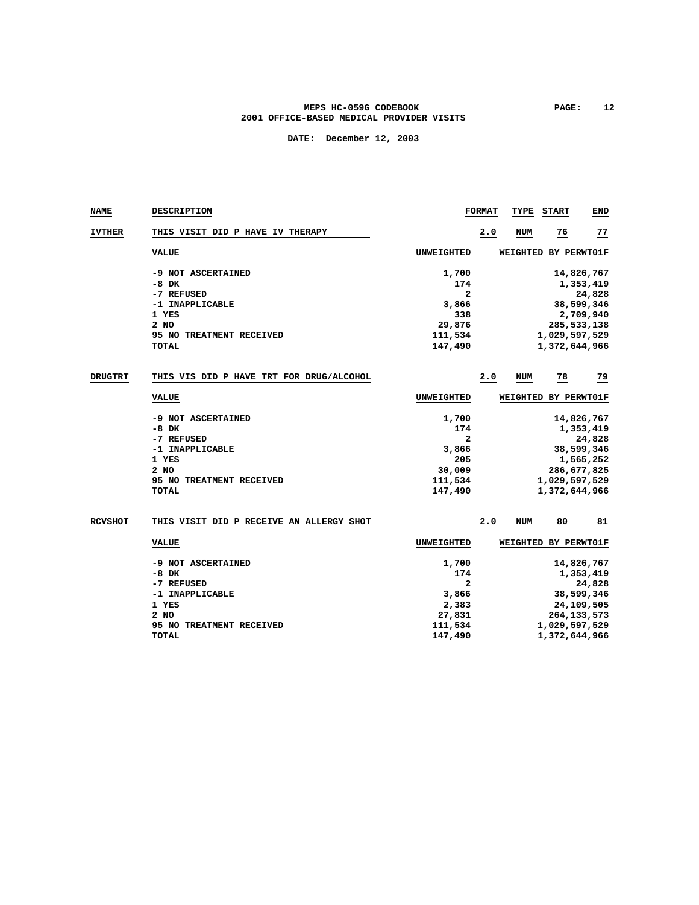| NAME | DESCRIPTION | FORMAT | TYPE | START | END |
|---|---|---|---|---|---|
| IVTHER | THIS VISIT DID P HAVE IV THERAPY | 2.0 | NUM | 76 | 77 |

| VALUE | UNWEIGHTED | WEIGHTED BY PERWT01F |
|---|---|---|
| -9 NOT ASCERTAINED | 1,700 | 14,826,767 |
| -8 DK | 174 | 1,353,419 |
| -7 REFUSED | 2 | 24,828 |
| -1 INAPPLICABLE | 3,866 | 38,599,346 |
| 1 YES | 338 | 2,709,940 |
| 2 NO | 29,876 | 285,533,138 |
| 95 NO TREATMENT RECEIVED | 111,534 | 1,029,597,529 |
| TOTAL | 147,490 | 1,372,644,966 |

| NAME | DESCRIPTION | FORMAT | TYPE | START | END |
|---|---|---|---|---|---|
| DRUGTRT | THIS VIS DID P HAVE TRT FOR DRUG/ALCOHOL | 2.0 | NUM | 78 | 79 |

| VALUE | UNWEIGHTED | WEIGHTED BY PERWT01F |
|---|---|---|
| -9 NOT ASCERTAINED | 1,700 | 14,826,767 |
| -8 DK | 174 | 1,353,419 |
| -7 REFUSED | 2 | 24,828 |
| -1 INAPPLICABLE | 3,866 | 38,599,346 |
| 1 YES | 205 | 1,565,252 |
| 2 NO | 30,009 | 286,677,825 |
| 95 NO TREATMENT RECEIVED | 111,534 | 1,029,597,529 |
| TOTAL | 147,490 | 1,372,644,966 |

| NAME | DESCRIPTION | FORMAT | TYPE | START | END |
|---|---|---|---|---|---|
| RCVSHOT | THIS VISIT DID P RECEIVE AN ALLERGY SHOT | 2.0 | NUM | 80 | 81 |

| VALUE | UNWEIGHTED | WEIGHTED BY PERWT01F |
|---|---|---|
| -9 NOT ASCERTAINED | 1,700 | 14,826,767 |
| -8 DK | 174 | 1,353,419 |
| -7 REFUSED | 2 | 24,828 |
| -1 INAPPLICABLE | 3,866 | 38,599,346 |
| 1 YES | 2,383 | 24,109,505 |
| 2 NO | 27,831 | 264,133,573 |
| 95 NO TREATMENT RECEIVED | 111,534 | 1,029,597,529 |
| TOTAL | 147,490 | 1,372,644,966 |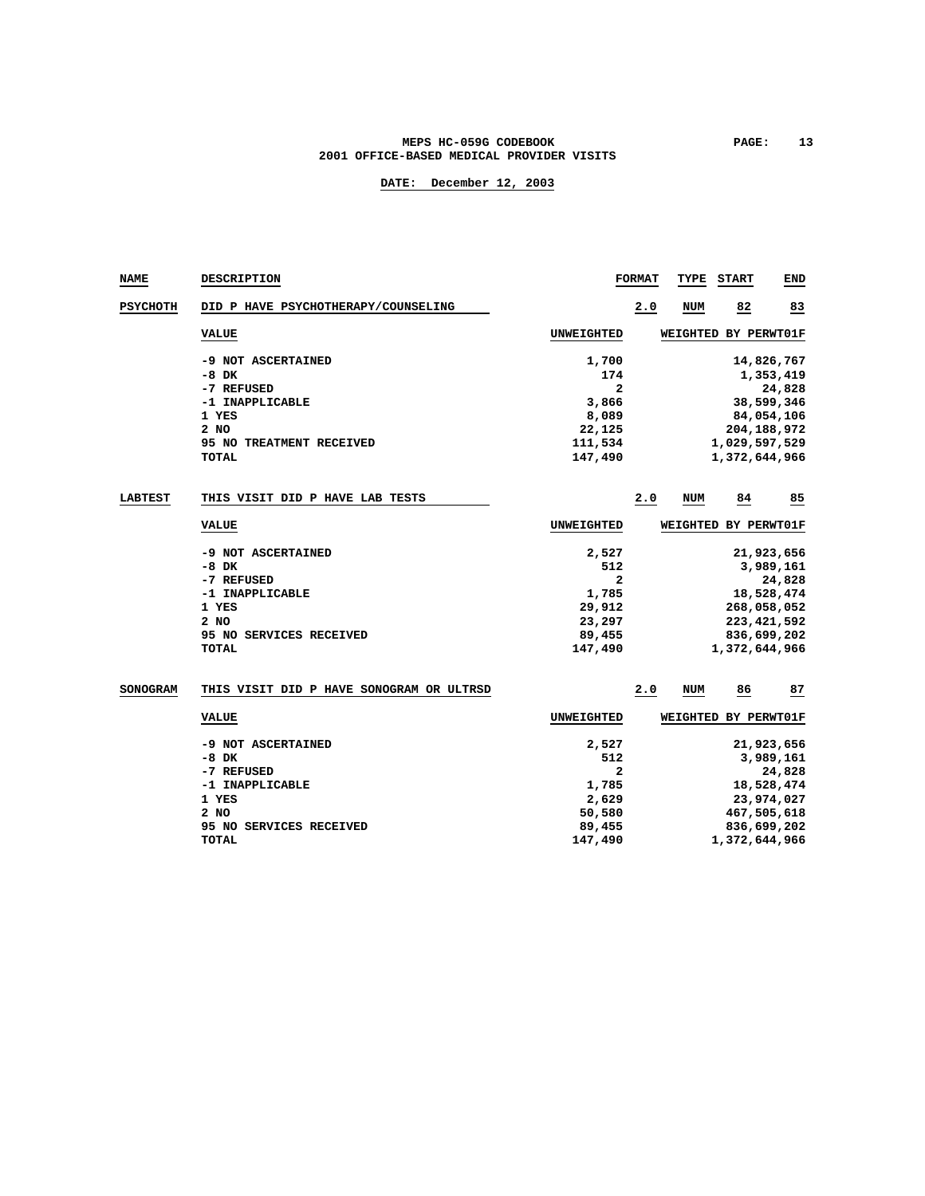# MEPS HC-059G CODEBOOK
## 2001 OFFICE-BASED MEDICAL PROVIDER VISITS

**DATE: December 12, 2003**

| NAME | DESCRIPTION | FORMAT | TYPE | START | END |
|---|---|---|---|---|---|
| PSYCHOTH | DID P HAVE PSYCHOTHERAPY/COUNSELING | 2.0 | NUM | 82 | 83 |

| VALUE | UNWEIGHTED | WEIGHTED BY PERWT01F |
|---|---|---|
| -9 NOT ASCERTAINED | 1,700 | 14,826,767 |
| -8 DK | 174 | 1,353,419 |
| -7 REFUSED | 2 | 24,828 |
| -1 INAPPLICABLE | 3,866 | 38,599,346 |
| 1 YES | 8,089 | 84,054,106 |
| 2 NO | 22,125 | 204,188,972 |
| 95 NO TREATMENT RECEIVED | 111,534 | 1,029,597,529 |
| TOTAL | 147,490 | 1,372,644,966 |

| NAME | DESCRIPTION | FORMAT | TYPE | START | END |
|---|---|---|---|---|---|
| LABTEST | THIS VISIT DID P HAVE LAB TESTS | 2.0 | NUM | 84 | 85 |

| VALUE | UNWEIGHTED | WEIGHTED BY PERWT01F |
|---|---|---|
| -9 NOT ASCERTAINED | 2,527 | 21,923,656 |
| -8 DK | 512 | 3,989,161 |
| -7 REFUSED | 2 | 24,828 |
| -1 INAPPLICABLE | 1,785 | 18,528,474 |
| 1 YES | 29,912 | 268,058,052 |
| 2 NO | 23,297 | 223,421,592 |
| 95 NO SERVICES RECEIVED | 89,455 | 836,699,202 |
| TOTAL | 147,490 | 1,372,644,966 |

| NAME | DESCRIPTION | FORMAT | TYPE | START | END |
|---|---|---|---|---|---|
| SONOGRAM | THIS VISIT DID P HAVE SONOGRAM OR ULTRSD | 2.0 | NUM | 86 | 87 |

| VALUE | UNWEIGHTED | WEIGHTED BY PERWT01F |
|---|---|---|
| -9 NOT ASCERTAINED | 2,527 | 21,923,656 |
| -8 DK | 512 | 3,989,161 |
| -7 REFUSED | 2 | 24,828 |
| -1 INAPPLICABLE | 1,785 | 18,528,474 |
| 1 YES | 2,629 | 23,974,027 |
| 2 NO | 50,580 | 467,505,618 |
| 95 NO SERVICES RECEIVED | 89,455 | 836,699,202 |
| TOTAL | 147,490 | 1,372,644,966 |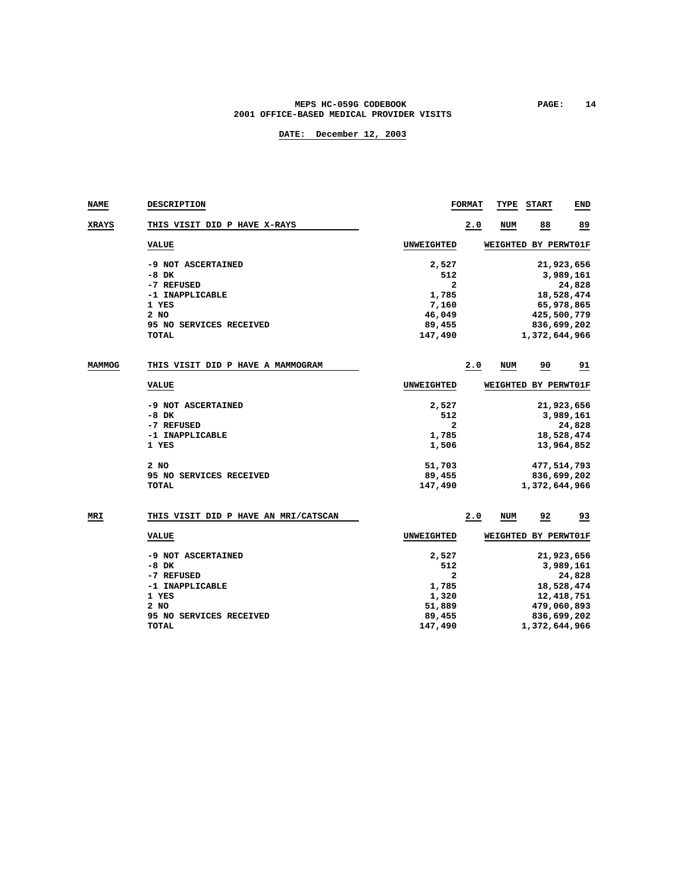# MEPS HC-059G CODEBOOK
## 2001 OFFICE-BASED MEDICAL PROVIDER VISITS

**DATE: December 12, 2003**

| NAME | DESCRIPTION | FORMAT | TYPE | START | END |
|---|---|---|---|---|---|
| XRAYS | THIS VISIT DID P HAVE X-RAYS | 2.0 | NUM | 88 | 89 |

| VALUE | UNWEIGHTED | WEIGHTED BY PERWT01F |
|---|---|---|
| -9 NOT ASCERTAINED | 2,527 | 21,923,656 |
| -8 DK | 512 | 3,989,161 |
| -7 REFUSED | 2 | 24,828 |
| -1 INAPPLICABLE | 1,785 | 18,528,474 |
| 1 YES | 7,160 | 65,978,865 |
| 2 NO | 46,049 | 425,500,779 |
| 95 NO SERVICES RECEIVED | 89,455 | 836,699,202 |
| TOTAL | 147,490 | 1,372,644,966 |

| NAME | DESCRIPTION | FORMAT | TYPE | START | END |
|---|---|---|---|---|---|
| MAMMOG | THIS VISIT DID P HAVE A MAMMOGRAM | 2.0 | NUM | 90 | 91 |

| VALUE | UNWEIGHTED | WEIGHTED BY PERWT01F |
|---|---|---|
| -9 NOT ASCERTAINED | 2,527 | 21,923,656 |
| -8 DK | 512 | 3,989,161 |
| -7 REFUSED | 2 | 24,828 |
| -1 INAPPLICABLE | 1,785 | 18,528,474 |
| 1 YES | 1,506 | 13,964,852 |
| 2 NO | 51,703 | 477,514,793 |
| 95 NO SERVICES RECEIVED | 89,455 | 836,699,202 |
| TOTAL | 147,490 | 1,372,644,966 |

| NAME | DESCRIPTION | FORMAT | TYPE | START | END |
|---|---|---|---|---|---|
| MRI | THIS VISIT DID P HAVE AN MRI/CATSCAN | 2.0 | NUM | 92 | 93 |

| VALUE | UNWEIGHTED | WEIGHTED BY PERWT01F |
|---|---|---|
| -9 NOT ASCERTAINED | 2,527 | 21,923,656 |
| -8 DK | 512 | 3,989,161 |
| -7 REFUSED | 2 | 24,828 |
| -1 INAPPLICABLE | 1,785 | 18,528,474 |
| 1 YES | 1,320 | 12,418,751 |
| 2 NO | 51,889 | 479,060,893 |
| 95 NO SERVICES RECEIVED | 89,455 | 836,699,202 |
| TOTAL | 147,490 | 1,372,644,966 |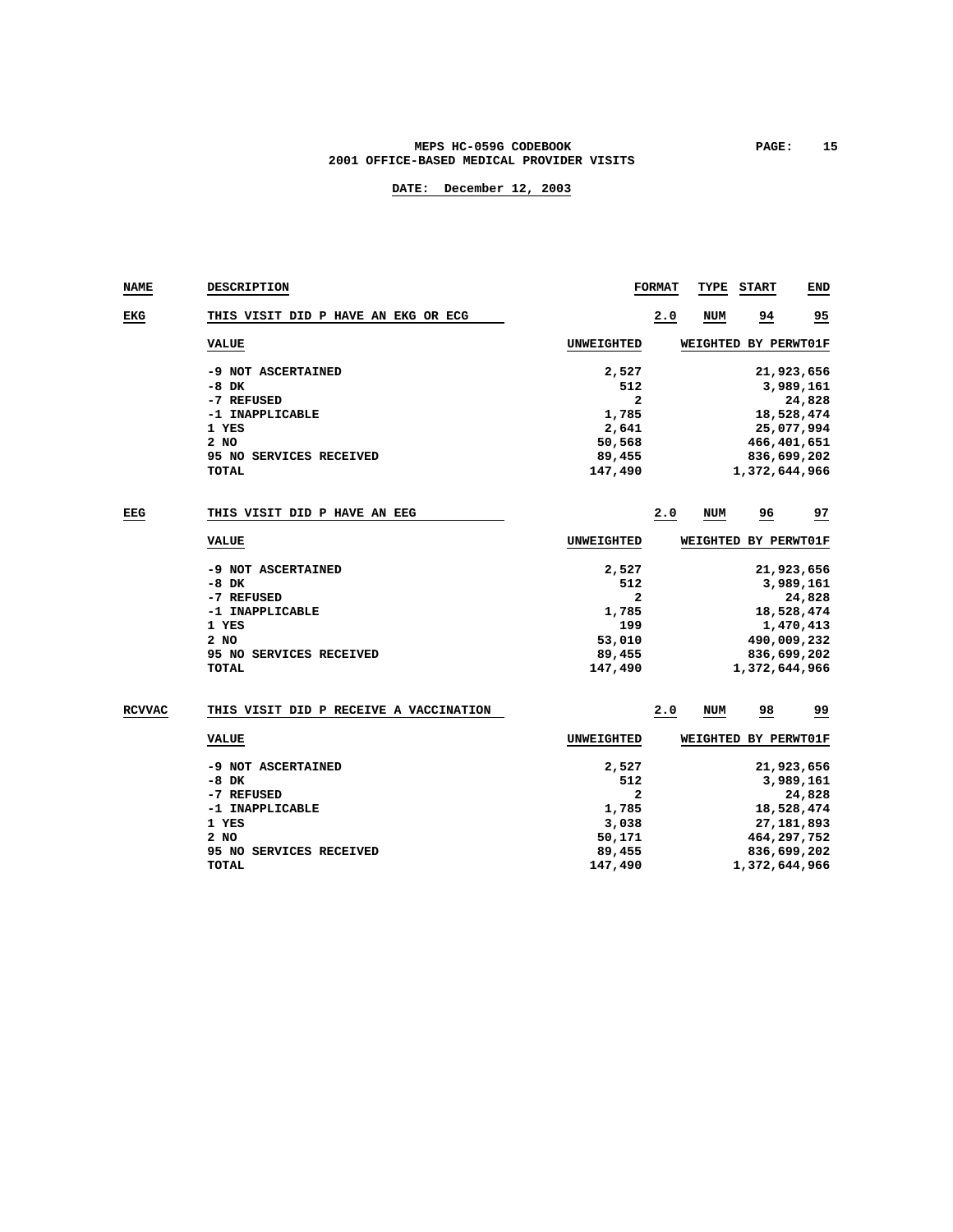| NAME | DESCRIPTION | FORMAT | TYPE | START | END |
|---|---|---|---|---|---|
| EKG | THIS VISIT DID P HAVE AN EKG OR ECG | 2.0 | NUM | 94 | 95 |

| VALUE | UNWEIGHTED | WEIGHTED BY PERWT01F |
|---|---|---|
| -9 NOT ASCERTAINED | 2,527 | 21,923,656 |
| -8 DK | 512 | 3,989,161 |
| -7 REFUSED | 2 | 24,828 |
| -1 INAPPLICABLE | 1,785 | 18,528,474 |
| 1 YES | 2,641 | 25,077,994 |
| 2 NO | 50,568 | 466,401,651 |
| 95 NO SERVICES RECEIVED | 89,455 | 836,699,202 |
| TOTAL | 147,490 | 1,372,644,966 |

| NAME | DESCRIPTION | FORMAT | TYPE | START | END |
|---|---|---|---|---|---|
| EEG | THIS VISIT DID P HAVE AN EEG | 2.0 | NUM | 96 | 97 |

| VALUE | UNWEIGHTED | WEIGHTED BY PERWT01F |
|---|---|---|
| -9 NOT ASCERTAINED | 2,527 | 21,923,656 |
| -8 DK | 512 | 3,989,161 |
| -7 REFUSED | 2 | 24,828 |
| -1 INAPPLICABLE | 1,785 | 18,528,474 |
| 1 YES | 199 | 1,470,413 |
| 2 NO | 53,010 | 490,009,232 |
| 95 NO SERVICES RECEIVED | 89,455 | 836,699,202 |
| TOTAL | 147,490 | 1,372,644,966 |

| NAME | DESCRIPTION | FORMAT | TYPE | START | END |
|---|---|---|---|---|---|
| RCVVAC | THIS VISIT DID P RECEIVE A VACCINATION | 2.0 | NUM | 98 | 99 |

| VALUE | UNWEIGHTED | WEIGHTED BY PERWT01F |
|---|---|---|
| -9 NOT ASCERTAINED | 2,527 | 21,923,656 |
| -8 DK | 512 | 3,989,161 |
| -7 REFUSED | 2 | 24,828 |
| -1 INAPPLICABLE | 1,785 | 18,528,474 |
| 1 YES | 3,038 | 27,181,893 |
| 2 NO | 50,171 | 464,297,752 |
| 95 NO SERVICES RECEIVED | 89,455 | 836,699,202 |
| TOTAL | 147,490 | 1,372,644,966 |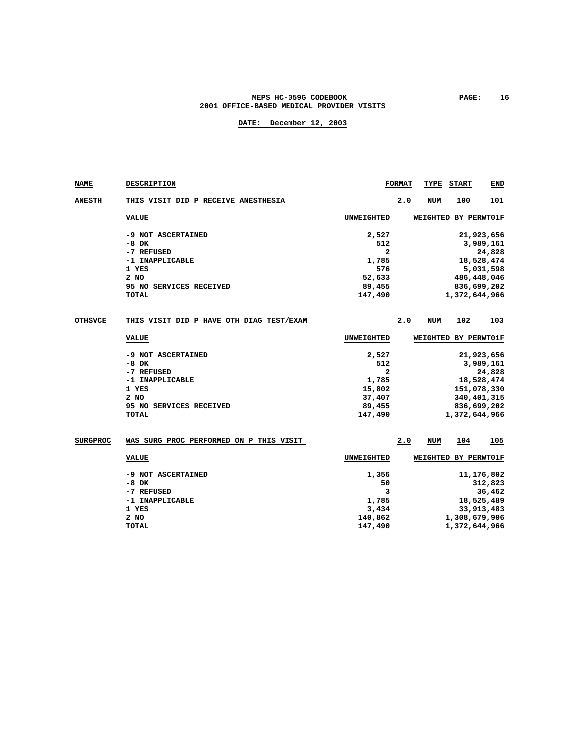| NAME | DESCRIPTION | FORMAT | TYPE | START | END |
|---|---|---|---|---|---|
| ANESTH | THIS VISIT DID P RECEIVE ANESTHESIA | 2.0 | NUM | 100 | 101 |

| VALUE | UNWEIGHTED | WEIGHTED BY PERWT01F |
|---|---|---|
| -9 NOT ASCERTAINED | 2,527 | 21,923,656 |
| -8 DK | 512 | 3,989,161 |
| -7 REFUSED | 2 | 24,828 |
| -1 INAPPLICABLE | 1,785 | 18,528,474 |
| 1 YES | 576 | 5,031,598 |
| 2 NO | 52,633 | 486,448,046 |
| 95 NO SERVICES RECEIVED | 89,455 | 836,699,202 |
| TOTAL | 147,490 | 1,372,644,966 |

| NAME | DESCRIPTION | FORMAT | TYPE | START | END |
|---|---|---|---|---|---|
| OTHSVCE | THIS VISIT DID P HAVE OTH DIAG TEST/EXAM | 2.0 | NUM | 102 | 103 |

| VALUE | UNWEIGHTED | WEIGHTED BY PERWT01F |
|---|---|---|
| -9 NOT ASCERTAINED | 2,527 | 21,923,656 |
| -8 DK | 512 | 3,989,161 |
| -7 REFUSED | 2 | 24,828 |
| -1 INAPPLICABLE | 1,785 | 18,528,474 |
| 1 YES | 15,802 | 151,078,330 |
| 2 NO | 37,407 | 340,401,315 |
| 95 NO SERVICES RECEIVED | 89,455 | 836,699,202 |
| TOTAL | 147,490 | 1,372,644,966 |

| NAME | DESCRIPTION | FORMAT | TYPE | START | END |
|---|---|---|---|---|---|
| SURGPROC | WAS SURG PROC PERFORMED ON P THIS VISIT | 2.0 | NUM | 104 | 105 |

| VALUE | UNWEIGHTED | WEIGHTED BY PERWT01F |
|---|---|---|
| -9 NOT ASCERTAINED | 1,356 | 11,176,802 |
| -8 DK | 50 | 312,823 |
| -7 REFUSED | 3 | 36,462 |
| -1 INAPPLICABLE | 1,785 | 18,525,489 |
| 1 YES | 3,434 | 33,913,483 |
| 2 NO | 140,862 | 1,308,679,906 |
| TOTAL | 147,490 | 1,372,644,966 |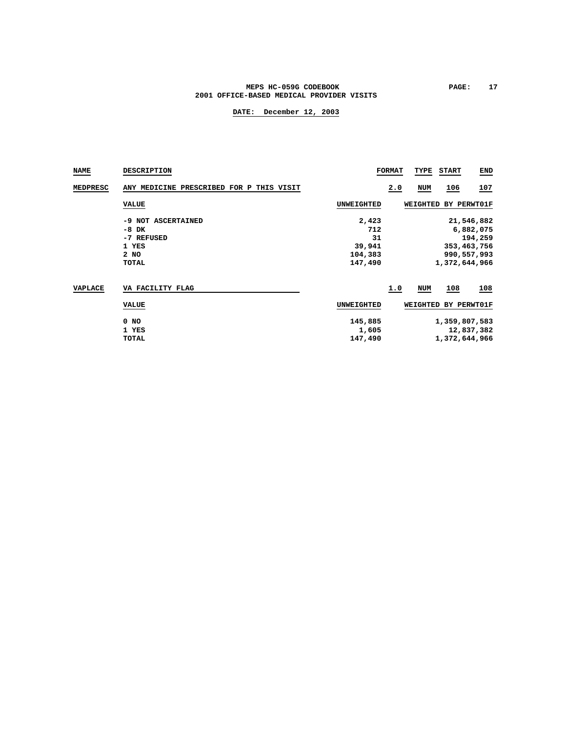| NAME | DESCRIPTION | FORMAT | TYPE | START | END |
|---|---|---|---|---|---|
| MEDPRESC | ANY MEDICINE PRESCRIBED FOR P THIS VISIT | 2.0 | NUM | 106 | 107 |

| VALUE | UNWEIGHTED | WEIGHTED BY PERWT01F |
|---|---|---|
| -9 NOT ASCERTAINED | 2,423 | 21,546,882 |
| -8 DK | 712 | 6,882,075 |
| -7 REFUSED | 31 | 194,259 |
| 1 YES | 39,941 | 353,463,756 |
| 2 NO | 104,383 | 990,557,993 |
| TOTAL | 147,490 | 1,372,644,966 |

| NAME | DESCRIPTION | FORMAT | TYPE | START | END |
|---|---|---|---|---|---|
| VAPLACE | VA FACILITY FLAG | 1.0 | NUM | 108 | 108 |

| VALUE | UNWEIGHTED | WEIGHTED BY PERWT01F |
|---|---|---|
| 0 NO | 145,885 | 1,359,807,583 |
| 1 YES | 1,605 | 12,837,382 |
| TOTAL | 147,490 | 1,372,644,966 |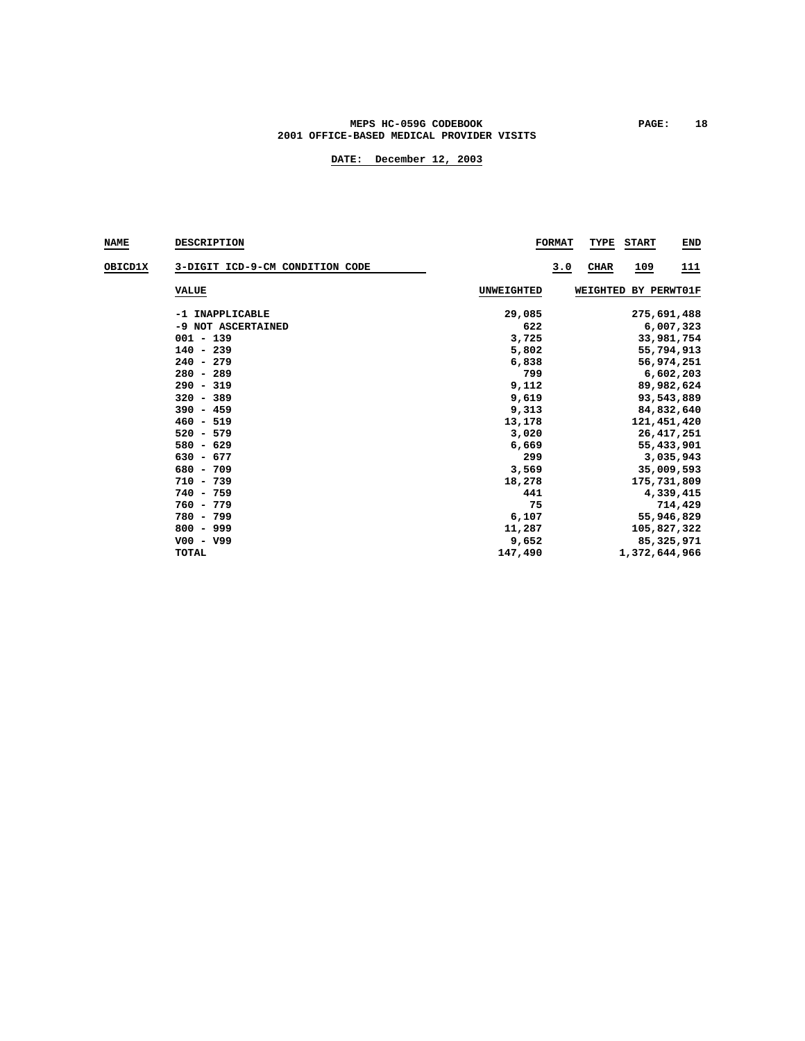| NAME | DESCRIPTION | FORMAT | TYPE | START | END |
|---|---|---|---|---|---|
| OBICD1X | 3-DIGIT ICD-9-CM CONDITION CODE | 3.0 | CHAR | 109 | 111 |

| VALUE | UNWEIGHTED | WEIGHTED BY PERWT01F |
|---|---|---|
| -1 INAPPLICABLE | 29,085 | 275,691,488 |
| -9 NOT ASCERTAINED | 622 | 6,007,323 |
| 001 - 139 | 3,725 | 33,981,754 |
| 140 - 239 | 5,802 | 55,794,913 |
| 240 - 279 | 6,838 | 56,974,251 |
| 280 - 289 | 799 | 6,602,203 |
| 290 - 319 | 9,112 | 89,982,624 |
| 320 - 389 | 9,619 | 93,543,889 |
| 390 - 459 | 9,313 | 84,832,640 |
| 460 - 519 | 13,178 | 121,451,420 |
| 520 - 579 | 3,020 | 26,417,251 |
| 580 - 629 | 6,669 | 55,433,901 |
| 630 - 677 | 299 | 3,035,943 |
| 680 - 709 | 3,569 | 35,009,593 |
| 710 - 739 | 18,278 | 175,731,809 |
| 740 - 759 | 441 | 4,339,415 |
| 760 - 779 | 75 | 714,429 |
| 780 - 799 | 6,107 | 55,946,829 |
| 800 - 999 | 11,287 | 105,827,322 |
| V00 - V99 | 9,652 | 85,325,971 |
| TOTAL | 147,490 | 1,372,644,966 |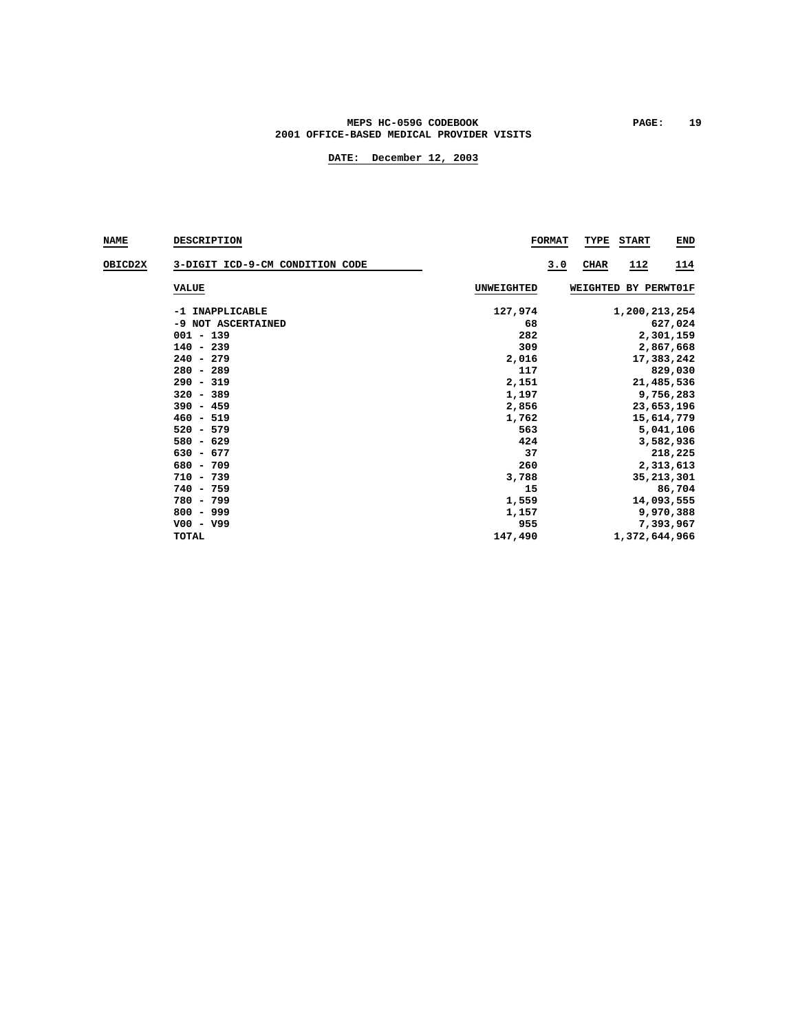| NAME | DESCRIPTION | FORMAT | TYPE | START | END |
|---|---|---|---|---|---|
| OBICD2X | 3-DIGIT ICD-9-CM CONDITION CODE | 3.0 | CHAR | 112 | 114 |

| VALUE | UNWEIGHTED | WEIGHTED BY PERWT01F |
|---|---|---|
| -1 INAPPLICABLE | 127,974 | 1,200,213,254 |
| -9 NOT ASCERTAINED | 68 | 627,024 |
| 001 - 139 | 282 | 2,301,159 |
| 140 - 239 | 309 | 2,867,668 |
| 240 - 279 | 2,016 | 17,383,242 |
| 280 - 289 | 117 | 829,030 |
| 290 - 319 | 2,151 | 21,485,536 |
| 320 - 389 | 1,197 | 9,756,283 |
| 390 - 459 | 2,856 | 23,653,196 |
| 460 - 519 | 1,762 | 15,614,779 |
| 520 - 579 | 563 | 5,041,106 |
| 580 - 629 | 424 | 3,582,936 |
| 630 - 677 | 37 | 218,225 |
| 680 - 709 | 260 | 2,313,613 |
| 710 - 739 | 3,788 | 35,213,301 |
| 740 - 759 | 15 | 86,704 |
| 780 - 799 | 1,559 | 14,093,555 |
| 800 - 999 | 1,157 | 9,970,388 |
| V00 - V99 | 955 | 7,393,967 |
| TOTAL | 147,490 | 1,372,644,966 |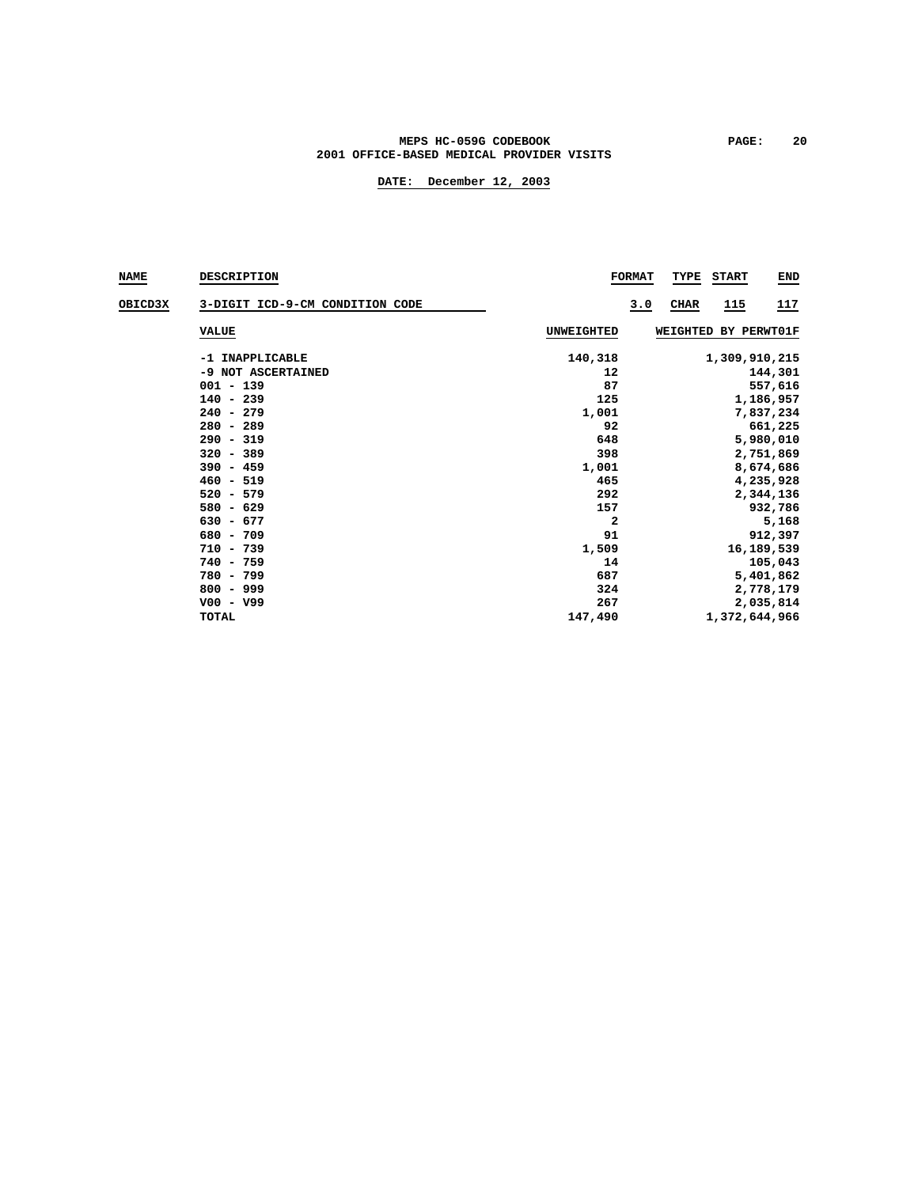| NAME | DESCRIPTION | FORMAT | TYPE | START | END |
|---|---|---|---|---|---|
| OBICD3X | 3-DIGIT ICD-9-CM CONDITION CODE | 3.0 | CHAR | 115 | 117 |

| VALUE | UNWEIGHTED | WEIGHTED BY PERWT01F |
|---|---|---|
| -1 INAPPLICABLE | 140,318 | 1,309,910,215 |
| -9 NOT ASCERTAINED | 12 | 144,301 |
| 001 - 139 | 87 | 557,616 |
| 140 - 239 | 125 | 1,186,957 |
| 240 - 279 | 1,001 | 7,837,234 |
| 280 - 289 | 92 | 661,225 |
| 290 - 319 | 648 | 5,980,010 |
| 320 - 389 | 398 | 2,751,869 |
| 390 - 459 | 1,001 | 8,674,686 |
| 460 - 519 | 465 | 4,235,928 |
| 520 - 579 | 292 | 2,344,136 |
| 580 - 629 | 157 | 932,786 |
| 630 - 677 | 2 | 5,168 |
| 680 - 709 | 91 | 912,397 |
| 710 - 739 | 1,509 | 16,189,539 |
| 740 - 759 | 14 | 105,043 |
| 780 - 799 | 687 | 5,401,862 |
| 800 - 999 | 324 | 2,778,179 |
| V00 - V99 | 267 | 2,035,814 |
| TOTAL | 147,490 | 1,372,644,966 |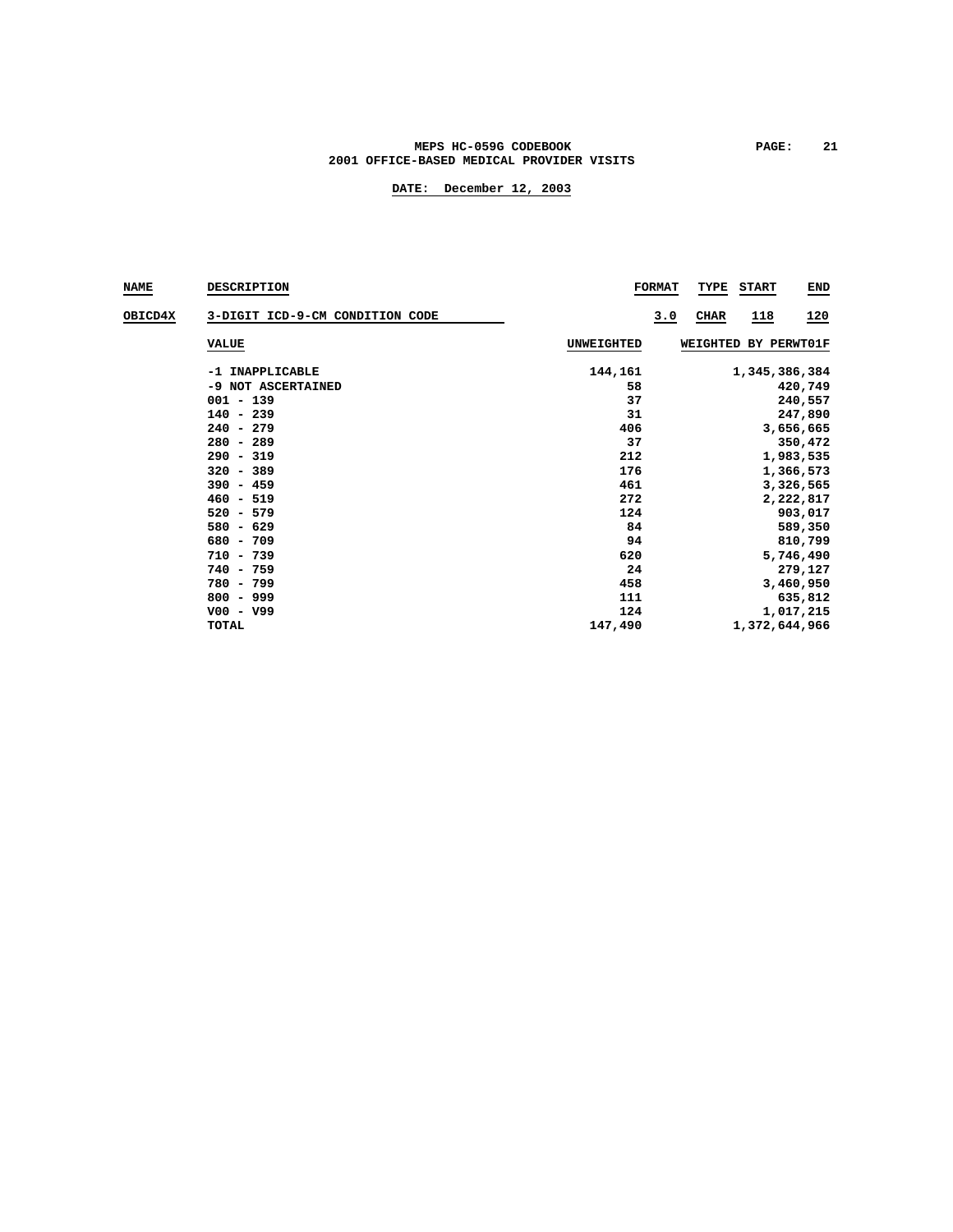| NAME | DESCRIPTION | FORMAT | TYPE | START | END |
|---|---|---|---|---|---|
| OBICD4X | 3-DIGIT ICD-9-CM CONDITION CODE | 3.0 | CHAR | 118 | 120 |

| VALUE | UNWEIGHTED | WEIGHTED BY PERWT01F |
|---|---|---|
| -1 INAPPLICABLE | 144,161 | 1,345,386,384 |
| -9 NOT ASCERTAINED | 58 | 420,749 |
| 001 - 139 | 37 | 240,557 |
| 140 - 239 | 31 | 247,890 |
| 240 - 279 | 406 | 3,656,665 |
| 280 - 289 | 37 | 350,472 |
| 290 - 319 | 212 | 1,983,535 |
| 320 - 389 | 176 | 1,366,573 |
| 390 - 459 | 461 | 3,326,565 |
| 460 - 519 | 272 | 2,222,817 |
| 520 - 579 | 124 | 903,017 |
| 580 - 629 | 84 | 589,350 |
| 680 - 709 | 94 | 810,799 |
| 710 - 739 | 620 | 5,746,490 |
| 740 - 759 | 24 | 279,127 |
| 780 - 799 | 458 | 3,460,950 |
| 800 - 999 | 111 | 635,812 |
| V00 - V99 | 124 | 1,017,215 |
| TOTAL | 147,490 | 1,372,644,966 |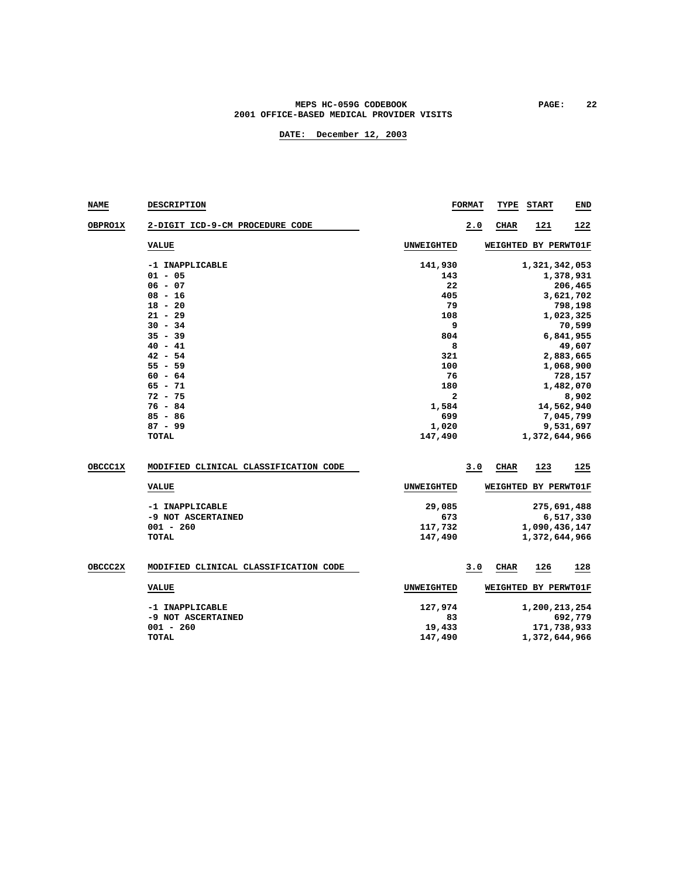| NAME | DESCRIPTION | FORMAT | TYPE | START | END |
|---|---|---|---|---|---|
| OBPRO1X | 2-DIGIT ICD-9-CM PROCEDURE CODE | 2.0 | CHAR | 121 | 122 |

| VALUE | UNWEIGHTED | WEIGHTED BY PERWT01F |
|---|---|---|
| -1 INAPPLICABLE | 141,930 | 1,321,342,053 |
| 01 - 05 | 143 | 1,378,931 |
| 06 - 07 | 22 | 206,465 |
| 08 - 16 | 405 | 3,621,702 |
| 18 - 20 | 79 | 798,198 |
| 21 - 29 | 108 | 1,023,325 |
| 30 - 34 | 9 | 70,599 |
| 35 - 39 | 804 | 6,841,955 |
| 40 - 41 | 8 | 49,607 |
| 42 - 54 | 321 | 2,883,665 |
| 55 - 59 | 100 | 1,068,900 |
| 60 - 64 | 76 | 728,157 |
| 65 - 71 | 180 | 1,482,070 |
| 72 - 75 | 2 | 8,902 |
| 76 - 84 | 1,584 | 14,562,940 |
| 85 - 86 | 699 | 7,045,799 |
| 87 - 99 | 1,020 | 9,531,697 |
| TOTAL | 147,490 | 1,372,644,966 |

| NAME | DESCRIPTION | FORMAT | TYPE | START | END |
|---|---|---|---|---|---|
| OBCCC1X | MODIFIED CLINICAL CLASSIFICATION CODE | 3.0 | CHAR | 123 | 125 |

| VALUE | UNWEIGHTED | WEIGHTED BY PERWT01F |
|---|---|---|
| -1 INAPPLICABLE | 29,085 | 275,691,488 |
| -9 NOT ASCERTAINED | 673 | 6,517,330 |
| 001 - 260 | 117,732 | 1,090,436,147 |
| TOTAL | 147,490 | 1,372,644,966 |

| NAME | DESCRIPTION | FORMAT | TYPE | START | END |
|---|---|---|---|---|---|
| OBCCC2X | MODIFIED CLINICAL CLASSIFICATION CODE | 3.0 | CHAR | 126 | 128 |

| VALUE | UNWEIGHTED | WEIGHTED BY PERWT01F |
|---|---|---|
| -1 INAPPLICABLE | 127,974 | 1,200,213,254 |
| -9 NOT ASCERTAINED | 83 | 692,779 |
| 001 - 260 | 19,433 | 171,738,933 |
| TOTAL | 147,490 | 1,372,644,966 |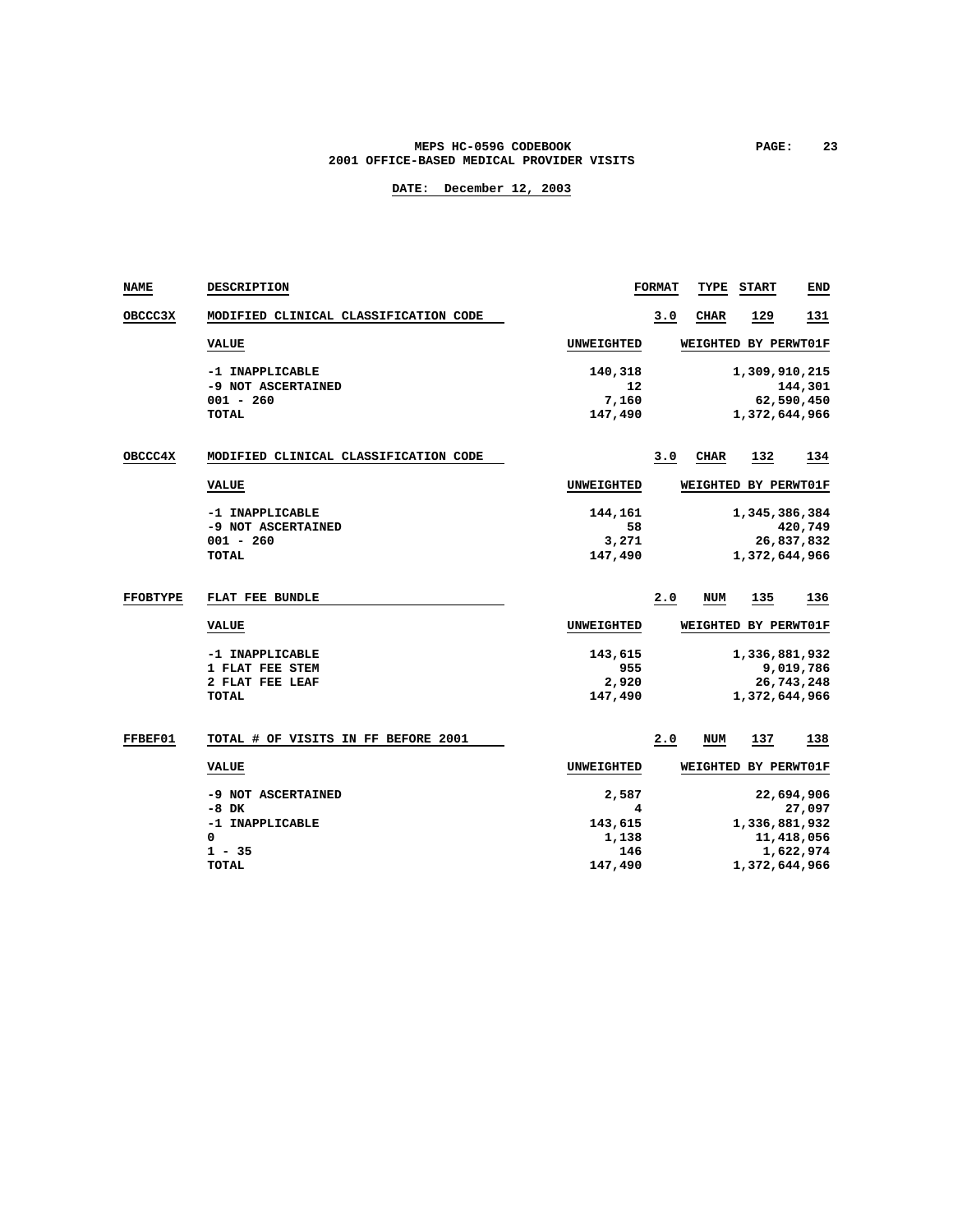| NAME | DESCRIPTION | FORMAT | TYPE | START | END |
|---|---|---|---|---|---|
| OBCCC3X | MODIFIED CLINICAL CLASSIFICATION CODE | 3.0 | CHAR | 129 | 131 |

| VALUE | UNWEIGHTED | WEIGHTED BY PERWT01F |
|---|---|---|
| -1 INAPPLICABLE | 140,318 | 1,309,910,215 |
| -9 NOT ASCERTAINED | 12 | 144,301 |
| 001 - 260 | 7,160 | 62,590,450 |
| TOTAL | 147,490 | 1,372,644,966 |

| NAME | DESCRIPTION | FORMAT | TYPE | START | END |
|---|---|---|---|---|---|
| OBCCC4X | MODIFIED CLINICAL CLASSIFICATION CODE | 3.0 | CHAR | 132 | 134 |

| VALUE | UNWEIGHTED | WEIGHTED BY PERWT01F |
|---|---|---|
| -1 INAPPLICABLE | 144,161 | 1,345,386,384 |
| -9 NOT ASCERTAINED | 58 | 420,749 |
| 001 - 260 | 3,271 | 26,837,832 |
| TOTAL | 147,490 | 1,372,644,966 |

| NAME | DESCRIPTION | FORMAT | TYPE | START | END |
|---|---|---|---|---|---|
| FFOBTYPE | FLAT FEE BUNDLE | 2.0 | NUM | 135 | 136 |

| VALUE | UNWEIGHTED | WEIGHTED BY PERWT01F |
|---|---|---|
| -1 INAPPLICABLE | 143,615 | 1,336,881,932 |
| 1 FLAT FEE STEM | 955 | 9,019,786 |
| 2 FLAT FEE LEAF | 2,920 | 26,743,248 |
| TOTAL | 147,490 | 1,372,644,966 |

| NAME | DESCRIPTION | FORMAT | TYPE | START | END |
|---|---|---|---|---|---|
| FFBEF01 | TOTAL # OF VISITS IN FF BEFORE 2001 | 2.0 | NUM | 137 | 138 |

| VALUE | UNWEIGHTED | WEIGHTED BY PERWT01F |
|---|---|---|
| -9 NOT ASCERTAINED | 2,587 | 22,694,906 |
| -8 DK | 4 | 27,097 |
| -1 INAPPLICABLE | 143,615 | 1,336,881,932 |
| 0 | 1,138 | 11,418,056 |
| 1 - 35 | 146 | 1,622,974 |
| TOTAL | 147,490 | 1,372,644,966 |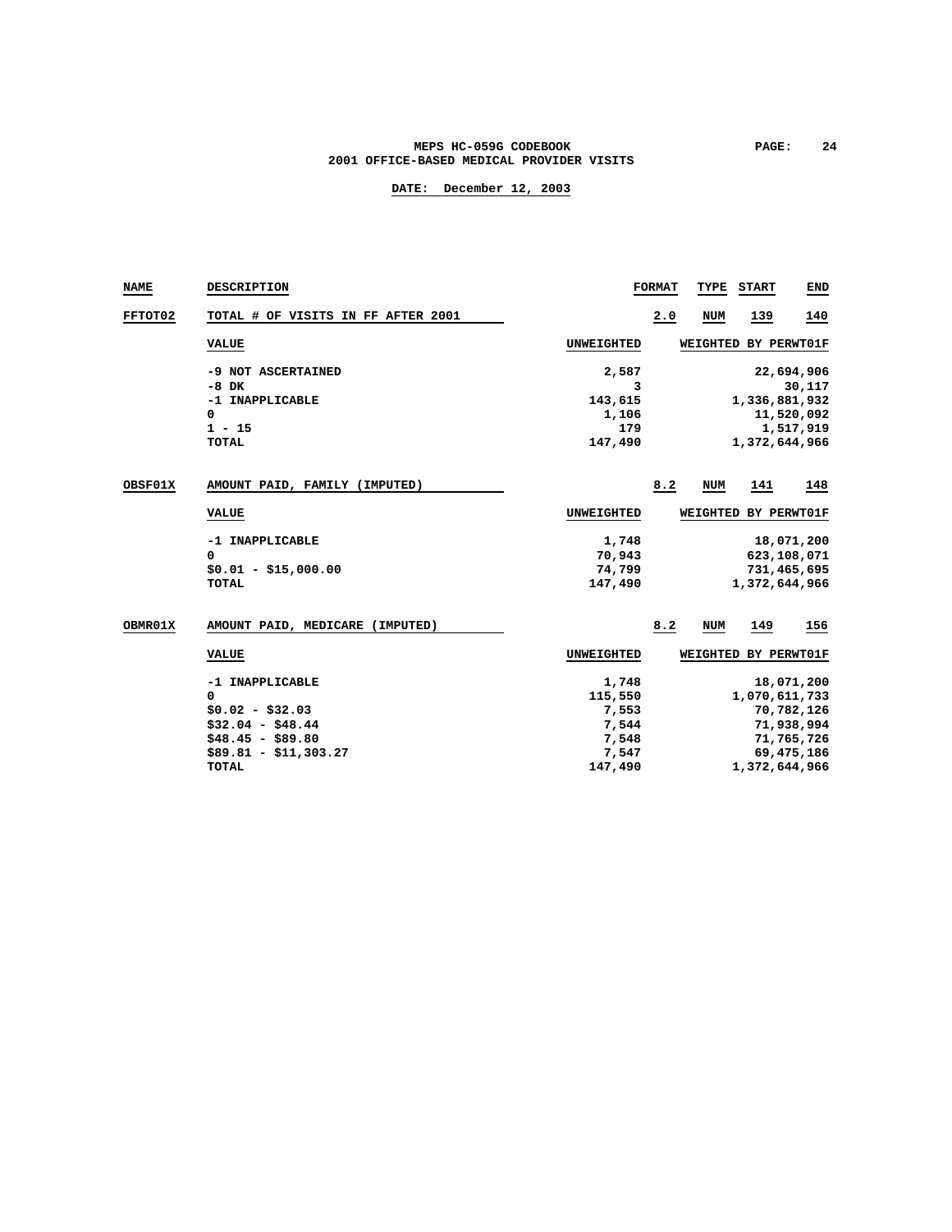| NAME | DESCRIPTION | FORMAT | TYPE | START | END |
|---|---|---|---|---|---|
| FFTOT02 | TOTAL # OF VISITS IN FF AFTER 2001 | 2.0 | NUM | 139 | 140 |

| VALUE | UNWEIGHTED | WEIGHTED BY PERWT01F |
|---|---|---|
| -9 NOT ASCERTAINED | 2,587 | 22,694,906 |
| -8 DK | 3 | 30,117 |
| -1 INAPPLICABLE | 143,615 | 1,336,881,932 |
| 0 | 1,106 | 11,520,092 |
| 1 - 15 | 179 | 1,517,919 |
| TOTAL | 147,490 | 1,372,644,966 |

| NAME | DESCRIPTION | FORMAT | TYPE | START | END |
|---|---|---|---|---|---|
| OBSF01X | AMOUNT PAID, FAMILY (IMPUTED) | 8.2 | NUM | 141 | 148 |

| VALUE | UNWEIGHTED | WEIGHTED BY PERWT01F |
|---|---|---|
| -1 INAPPLICABLE | 1,748 | 18,071,200 |
| 0 | 70,943 | 623,108,071 |
| $0.01 - $15,000.00 | 74,799 | 731,465,695 |
| TOTAL | 147,490 | 1,372,644,966 |

| NAME | DESCRIPTION | FORMAT | TYPE | START | END |
|---|---|---|---|---|---|
| OBMR01X | AMOUNT PAID, MEDICARE (IMPUTED) | 8.2 | NUM | 149 | 156 |

| VALUE | UNWEIGHTED | WEIGHTED BY PERWT01F |
|---|---|---|
| -1 INAPPLICABLE | 1,748 | 18,071,200 |
| 0 | 115,550 | 1,070,611,733 |
| $0.02 - $32.03 | 7,553 | 70,782,126 |
| $32.04 - $48.44 | 7,544 | 71,938,994 |
| $48.45 - $89.80 | 7,548 | 71,765,726 |
| $89.81 - $11,303.27 | 7,547 | 69,475,186 |
| TOTAL | 147,490 | 1,372,644,966 |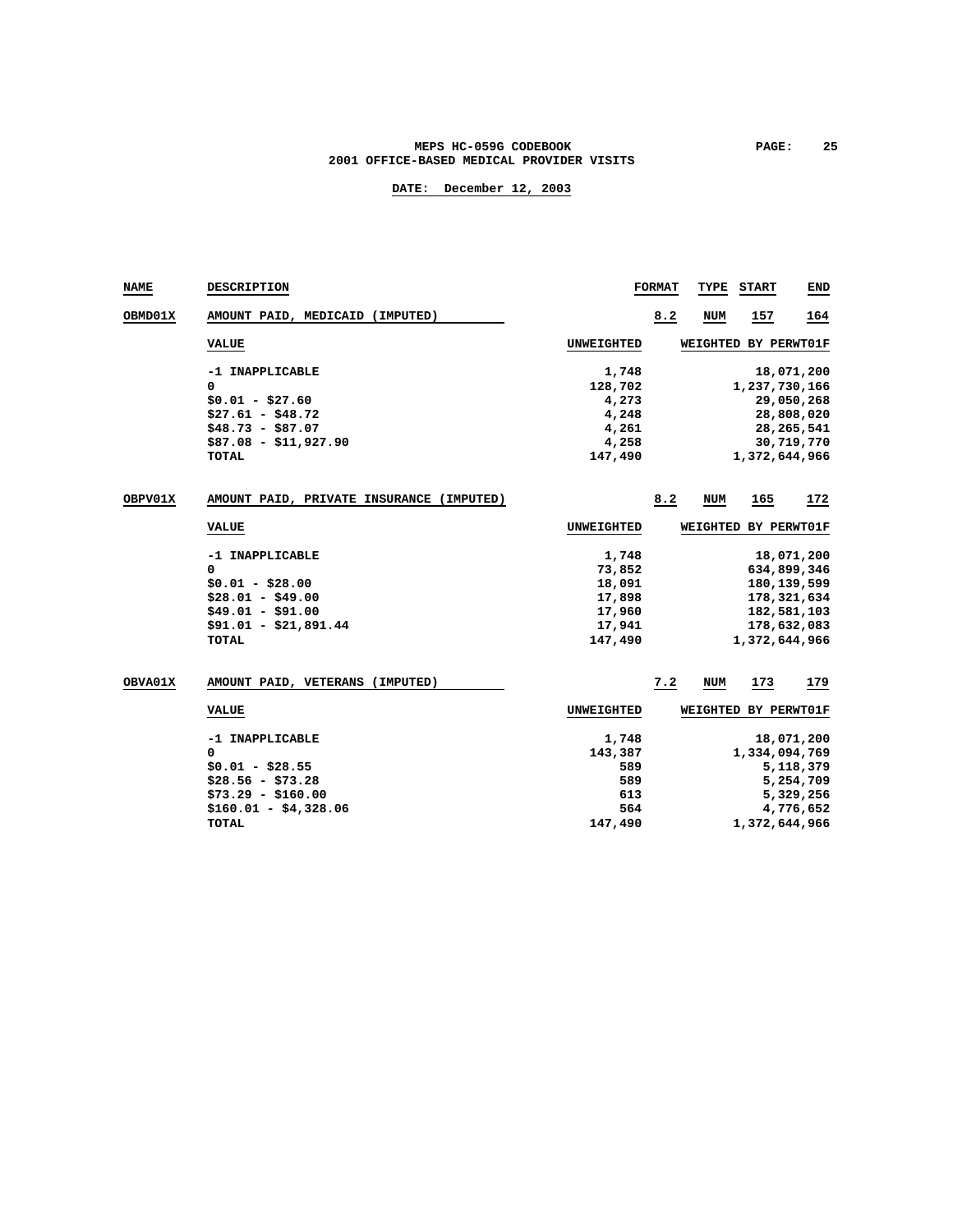| NAME | DESCRIPTION | FORMAT | TYPE | START | END |
|---|---|---|---|---|---|
| OBMD01X | AMOUNT PAID, MEDICAID (IMPUTED) | 8.2 | NUM | 157 | 164 |

| VALUE | UNWEIGHTED | WEIGHTED BY PERWT01F |
|---|---|---|
| -1 INAPPLICABLE | 1,748 | 18,071,200 |
| 0 | 128,702 | 1,237,730,166 |
| $0.01 - $27.60 | 4,273 | 29,050,268 |
| $27.61 - $48.72 | 4,248 | 28,808,020 |
| $48.73 - $87.07 | 4,261 | 28,265,541 |
| $87.08 - $11,927.90 | 4,258 | 30,719,770 |
| TOTAL | 147,490 | 1,372,644,966 |

| NAME | DESCRIPTION | FORMAT | TYPE | START | END |
|---|---|---|---|---|---|
| OBPV01X | AMOUNT PAID, PRIVATE INSURANCE (IMPUTED) | 8.2 | NUM | 165 | 172 |

| VALUE | UNWEIGHTED | WEIGHTED BY PERWT01F |
|---|---|---|
| -1 INAPPLICABLE | 1,748 | 18,071,200 |
| 0 | 73,852 | 634,899,346 |
| $0.01 - $28.00 | 18,091 | 180,139,599 |
| $28.01 - $49.00 | 17,898 | 178,321,634 |
| $49.01 - $91.00 | 17,960 | 182,581,103 |
| $91.01 - $21,891.44 | 17,941 | 178,632,083 |
| TOTAL | 147,490 | 1,372,644,966 |

| NAME | DESCRIPTION | FORMAT | TYPE | START | END |
|---|---|---|---|---|---|
| OBVA01X | AMOUNT PAID, VETERANS (IMPUTED) | 7.2 | NUM | 173 | 179 |

| VALUE | UNWEIGHTED | WEIGHTED BY PERWT01F |
|---|---|---|
| -1 INAPPLICABLE | 1,748 | 18,071,200 |
| 0 | 143,387 | 1,334,094,769 |
| $0.01 - $28.55 | 589 | 5,118,379 |
| $28.56 - $73.28 | 589 | 5,254,709 |
| $73.29 - $160.00 | 613 | 5,329,256 |
| $160.01 - $4,328.06 | 564 | 4,776,652 |
| TOTAL | 147,490 | 1,372,644,966 |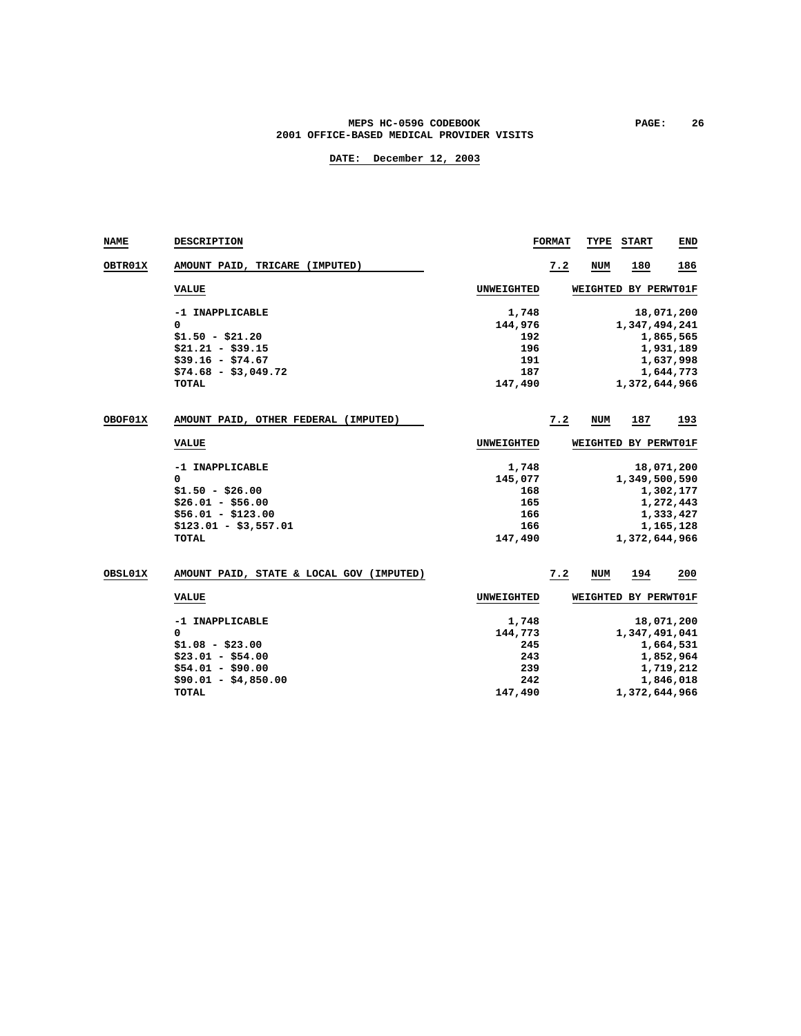MEPS HC-059G CODEBOOK
2001 OFFICE-BASED MEDICAL PROVIDER VISITS

DATE: December 12, 2003

| NAME | DESCRIPTION | FORMAT | TYPE | START | END |
|---|---|---|---|---|---|
| OBTR01X | AMOUNT PAID, TRICARE (IMPUTED) | 7.2 | NUM | 180 | 186 |

| VALUE | UNWEIGHTED | WEIGHTED BY PERWT01F |
|---|---|---|
| -1 INAPPLICABLE | 1,748 | 18,071,200 |
| 0 | 144,976 | 1,347,494,241 |
| $1.50 - $21.20 | 192 | 1,865,565 |
| $21.21 - $39.15 | 196 | 1,931,189 |
| $39.16 - $74.67 | 191 | 1,637,998 |
| $74.68 - $3,049.72 | 187 | 1,644,773 |
| TOTAL | 147,490 | 1,372,644,966 |

| NAME | DESCRIPTION | FORMAT | TYPE | START | END |
|---|---|---|---|---|---|
| OBOF01X | AMOUNT PAID, OTHER FEDERAL (IMPUTED) | 7.2 | NUM | 187 | 193 |

| VALUE | UNWEIGHTED | WEIGHTED BY PERWT01F |
|---|---|---|
| -1 INAPPLICABLE | 1,748 | 18,071,200 |
| 0 | 145,077 | 1,349,500,590 |
| $1.50 - $26.00 | 168 | 1,302,177 |
| $26.01 - $56.00 | 165 | 1,272,443 |
| $56.01 - $123.00 | 166 | 1,333,427 |
| $123.01 - $3,557.01 | 166 | 1,165,128 |
| TOTAL | 147,490 | 1,372,644,966 |

| NAME | DESCRIPTION | FORMAT | TYPE | START | END |
|---|---|---|---|---|---|
| OBSL01X | AMOUNT PAID, STATE & LOCAL GOV (IMPUTED) | 7.2 | NUM | 194 | 200 |

| VALUE | UNWEIGHTED | WEIGHTED BY PERWT01F |
|---|---|---|
| -1 INAPPLICABLE | 1,748 | 18,071,200 |
| 0 | 144,773 | 1,347,491,041 |
| $1.08 - $23.00 | 245 | 1,664,531 |
| $23.01 - $54.00 | 243 | 1,852,964 |
| $54.01 - $90.00 | 239 | 1,719,212 |
| $90.01 - $4,850.00 | 242 | 1,846,018 |
| TOTAL | 147,490 | 1,372,644,966 |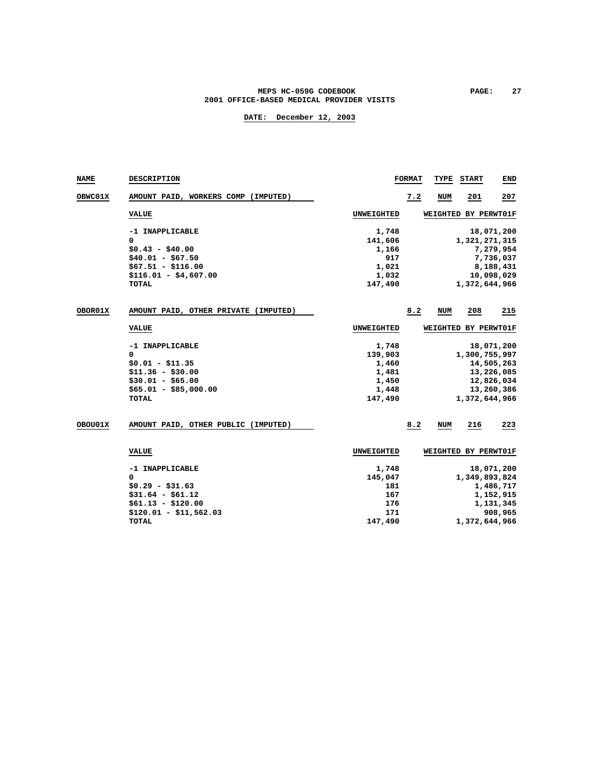**MEPS HC-059G CODEBOOK**
**2001 OFFICE-BASED MEDICAL PROVIDER VISITS**

**DATE: December 12, 2003**

| NAME | DESCRIPTION | FORMAT | TYPE | START | END |
|---|---|---|---|---|---|
| OBWC01X | AMOUNT PAID, WORKERS COMP (IMPUTED) | 7.2 | NUM | 201 | 207 |

| VALUE | UNWEIGHTED | WEIGHTED BY PERWT01F |
|---|---|---|
| -1 INAPPLICABLE | 1,748 | 18,071,200 |
| 0 | 141,606 | 1,321,271,315 |
| $0.43 - $40.00 | 1,166 | 7,279,954 |
| $40.01 - $67.50 | 917 | 7,736,037 |
| $67.51 - $116.00 | 1,021 | 8,188,431 |
| $116.01 - $4,607.00 | 1,032 | 10,098,029 |
| TOTAL | 147,490 | 1,372,644,966 |

| NAME | DESCRIPTION | FORMAT | TYPE | START | END |
|---|---|---|---|---|---|
| OBOR01X | AMOUNT PAID, OTHER PRIVATE (IMPUTED) | 8.2 | NUM | 208 | 215 |

| VALUE | UNWEIGHTED | WEIGHTED BY PERWT01F |
|---|---|---|
| -1 INAPPLICABLE | 1,748 | 18,071,200 |
| 0 | 139,903 | 1,300,755,997 |
| $0.01 - $11.35 | 1,460 | 14,505,263 |
| $11.36 - $30.00 | 1,481 | 13,226,085 |
| $30.01 - $65.00 | 1,450 | 12,826,034 |
| $65.01 - $85,000.00 | 1,448 | 13,260,386 |
| TOTAL | 147,490 | 1,372,644,966 |

| NAME | DESCRIPTION | FORMAT | TYPE | START | END |
|---|---|---|---|---|---|
| OBOU01X | AMOUNT PAID, OTHER PUBLIC (IMPUTED) | 8.2 | NUM | 216 | 223 |

| VALUE | UNWEIGHTED | WEIGHTED BY PERWT01F |
|---|---|---|
| -1 INAPPLICABLE | 1,748 | 18,071,200 |
| 0 | 145,047 | 1,349,893,824 |
| $0.29 - $31.63 | 181 | 1,486,717 |
| $31.64 - $61.12 | 167 | 1,152,915 |
| $61.13 - $120.00 | 176 | 1,131,345 |
| $120.01 - $11,562.03 | 171 | 908,965 |
| TOTAL | 147,490 | 1,372,644,966 |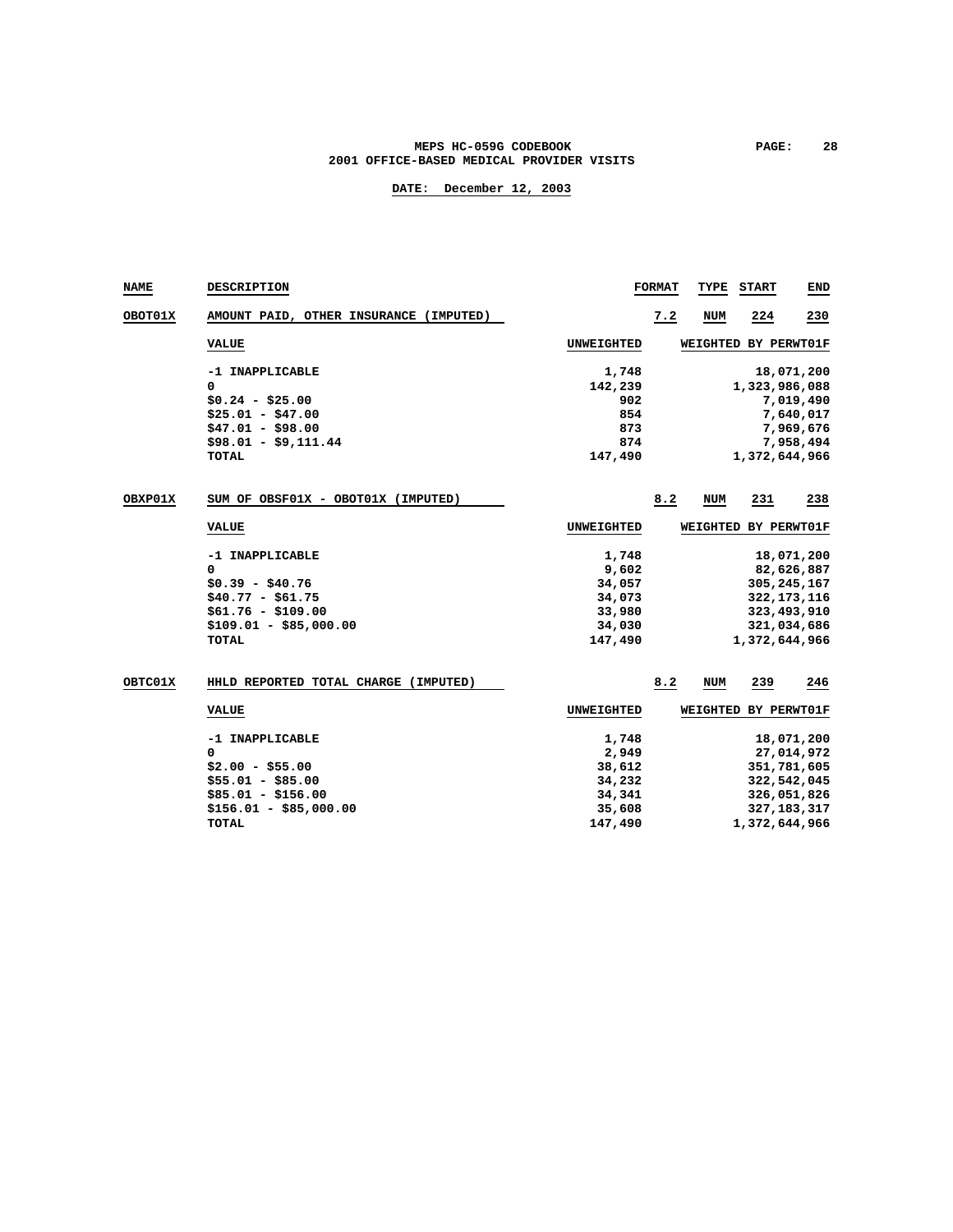# MEPS HC-059G CODEBOOK
## 2001 OFFICE-BASED MEDICAL PROVIDER VISITS

**DATE: December 12, 2003**

| NAME | DESCRIPTION | FORMAT | TYPE | START | END |
|---|---|---|---|---|---|
| OBOT01X | AMOUNT PAID, OTHER INSURANCE (IMPUTED) | 7.2 | NUM | 224 | 230 |

| VALUE | UNWEIGHTED | WEIGHTED BY PERWT01F |
|---|---|---|
| -1 INAPPLICABLE | 1,748 | 18,071,200 |
| 0 | 142,239 | 1,323,986,088 |
| $0.24 - $25.00 | 902 | 7,019,490 |
| $25.01 - $47.00 | 854 | 7,640,017 |
| $47.01 - $98.00 | 873 | 7,969,676 |
| $98.01 - $9,111.44 | 874 | 7,958,494 |
| TOTAL | 147,490 | 1,372,644,966 |

| NAME | DESCRIPTION | FORMAT | TYPE | START | END |
|---|---|---|---|---|---|
| OBXP01X | SUM OF OBSF01X - OBOT01X (IMPUTED) | 8.2 | NUM | 231 | 238 |

| VALUE | UNWEIGHTED | WEIGHTED BY PERWT01F |
|---|---|---|
| -1 INAPPLICABLE | 1,748 | 18,071,200 |
| 0 | 9,602 | 82,626,887 |
| $0.39 - $40.76 | 34,057 | 305,245,167 |
| $40.77 - $61.75 | 34,073 | 322,173,116 |
| $61.76 - $109.00 | 33,980 | 323,493,910 |
| $109.01 - $85,000.00 | 34,030 | 321,034,686 |
| TOTAL | 147,490 | 1,372,644,966 |

| NAME | DESCRIPTION | FORMAT | TYPE | START | END |
|---|---|---|---|---|---|
| OBTC01X | HHLD REPORTED TOTAL CHARGE (IMPUTED) | 8.2 | NUM | 239 | 246 |

| VALUE | UNWEIGHTED | WEIGHTED BY PERWT01F |
|---|---|---|
| -1 INAPPLICABLE | 1,748 | 18,071,200 |
| 0 | 2,949 | 27,014,972 |
| $2.00 - $55.00 | 38,612 | 351,781,605 |
| $55.01 - $85.00 | 34,232 | 322,542,045 |
| $85.01 - $156.00 | 34,341 | 326,051,826 |
| $156.01 - $85,000.00 | 35,608 | 327,183,317 |
| TOTAL | 147,490 | 1,372,644,966 |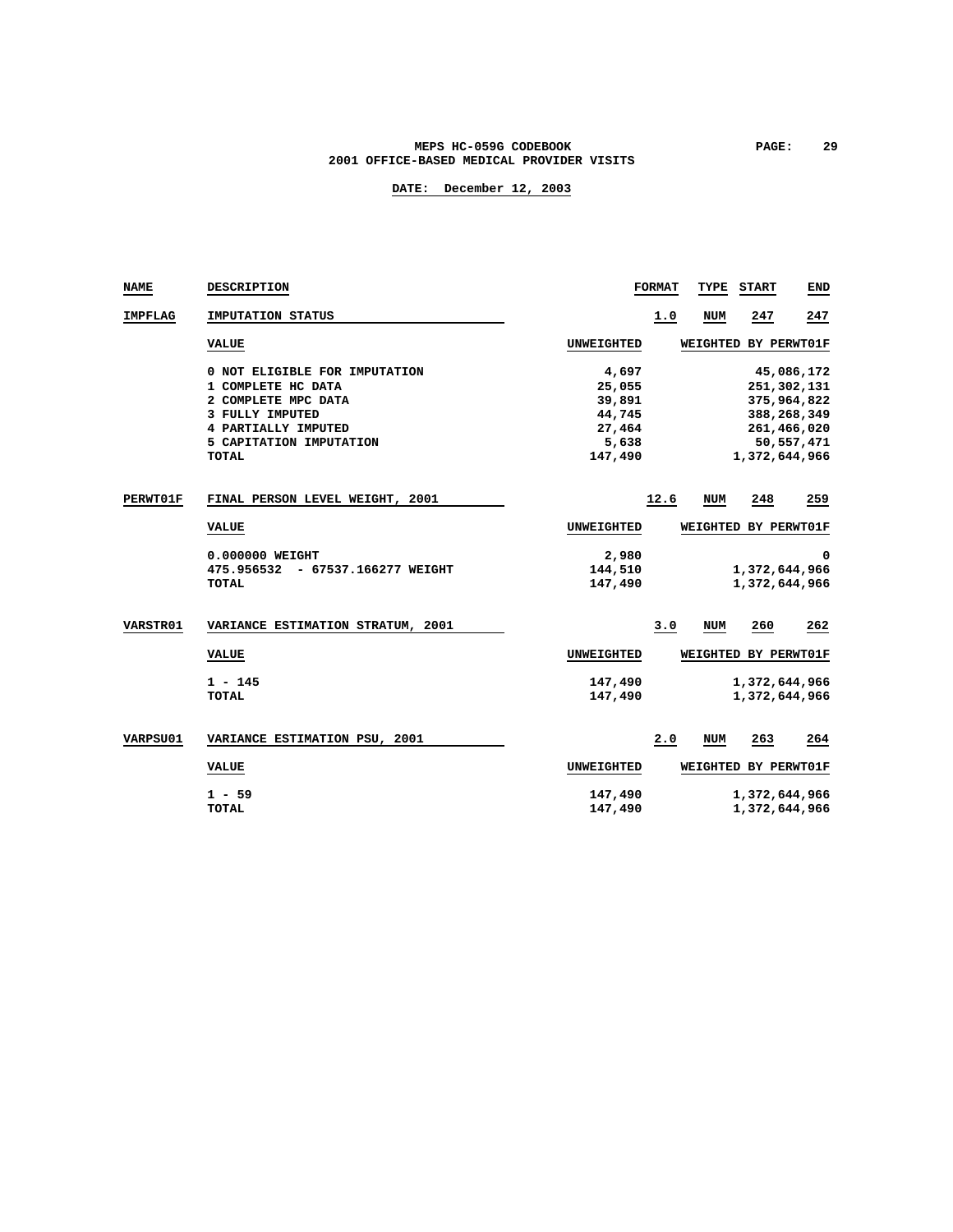| NAME | DESCRIPTION | FORMAT | TYPE | START | END |
|---|---|---|---|---|---|
| IMPFLAG | IMPUTATION STATUS | 1.0 | NUM | 247 | 247 |

| VALUE | UNWEIGHTED | WEIGHTED BY PERWT01F |
|---|---|---|
| 0 NOT ELIGIBLE FOR IMPUTATION | 4,697 | 45,086,172 |
| 1 COMPLETE HC DATA | 25,055 | 251,302,131 |
| 2 COMPLETE MPC DATA | 39,891 | 375,964,822 |
| 3 FULLY IMPUTED | 44,745 | 388,268,349 |
| 4 PARTIALLY IMPUTED | 27,464 | 261,466,020 |
| 5 CAPITATION IMPUTATION | 5,638 | 50,557,471 |
| TOTAL | 147,490 | 1,372,644,966 |

| NAME | DESCRIPTION | FORMAT | TYPE | START | END |
|---|---|---|---|---|---|
| PERWT01F | FINAL PERSON LEVEL WEIGHT, 2001 | 12.6 | NUM | 248 | 259 |

| VALUE | UNWEIGHTED | WEIGHTED BY PERWT01F |
|---|---|---|
| 0.000000 WEIGHT | 2,980 | 0 |
| 475.956532 - 67537.166277 WEIGHT | 144,510 | 1,372,644,966 |
| TOTAL | 147,490 | 1,372,644,966 |

| NAME | DESCRIPTION | FORMAT | TYPE | START | END |
|---|---|---|---|---|---|
| VARSTR01 | VARIANCE ESTIMATION STRATUM, 2001 | 3.0 | NUM | 260 | 262 |

| VALUE | UNWEIGHTED | WEIGHTED BY PERWT01F |
|---|---|---|
| 1 - 145 | 147,490 | 1,372,644,966 |
| TOTAL | 147,490 | 1,372,644,966 |

| NAME | DESCRIPTION | FORMAT | TYPE | START | END |
|---|---|---|---|---|---|
| VARPSU01 | VARIANCE ESTIMATION PSU, 2001 | 2.0 | NUM | 263 | 264 |

| VALUE | UNWEIGHTED | WEIGHTED BY PERWT01F |
|---|---|---|
| 1 - 59 | 147,490 | 1,372,644,966 |
| TOTAL | 147,490 | 1,372,644,966 |